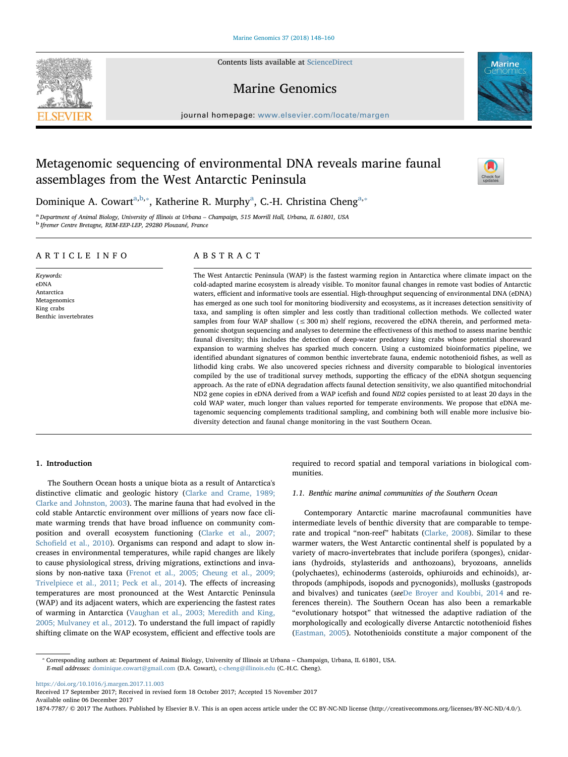# Metagenomic sequencing of environmental DNA reveals marine faunal assemblages from the West Antarctic Peninsula

Dominique A. Cowart[a,b,*], Katherine R. Murphy[a], C.-H. Christina Cheng[a,*]

[a] Department of Animal Biology, University of Illinois at Urbana – Champaign, 515 Morrill Hall, Urbana, IL 61801, USA
[b] Ifremer Centre Bretagne, REM-EEP-LEP, 29280 Plouzané, France

## ARTICLE INFO

*Keywords:*
eDNA
Antarctica
Metagenomics
King crabs
Benthic invertebrates

## ABSTRACT

The West Antarctic Peninsula (WAP) is the fastest warming region in Antarctica where climate impact on the cold-adapted marine ecosystem is already visible. To monitor faunal changes in remote vast bodies of Antarctic waters, efficient and informative tools are essential. High-throughput sequencing of environmental DNA (eDNA) has emerged as one such tool for monitoring biodiversity and ecosystems, as it increases detection sensitivity of taxa, and sampling is often simpler and less costly than traditional collection methods. We collected water samples from four WAP shallow (≤ 300 m) shelf regions, recovered the eDNA therein, and performed metagenomic shotgun sequencing and analyses to determine the effectiveness of this method to assess marine benthic faunal diversity; this includes the detection of deep-water predatory king crabs whose potential shoreward expansion to warming shelves has sparked much concern. Using a customized bioinformatics pipeline, we identified abundant signatures of common benthic invertebrate fauna, endemic notothenioid fishes, as well as lithodid king crabs. We also uncovered species richness and diversity comparable to biological inventories compiled by the use of traditional survey methods, supporting the efficacy of the eDNA shotgun sequencing approach. As the rate of eDNA degradation affects faunal detection sensitivity, we also quantified mitochondrial ND2 gene copies in eDNA derived from a WAP icefish and found *ND2* copies persisted to at least 20 days in the cold WAP water, much longer than values reported for temperate environments. We propose that eDNA metagenomic sequencing complements traditional sampling, and combining both will enable more inclusive biodiversity detection and faunal change monitoring in the vast Southern Ocean.

## 1. Introduction

The Southern Ocean hosts a unique biota as a result of Antarctica's distinctive climatic and geologic history (Clarke and Crame, 1989; Clarke and Johnston, 2003). The marine fauna that had evolved in the cold stable Antarctic environment over millions of years now face climate warming trends that have broad influence on community composition and overall ecosystem functioning (Clarke et al., 2007; Schofield et al., 2010). Organisms can respond and adapt to slow increases in environmental temperatures, while rapid changes are likely to cause physiological stress, driving migrations, extinctions and invasions by non-native taxa (Frenot et al., 2005; Cheung et al., 2009; Trivelpiece et al., 2011; Peck et al., 2014). The effects of increasing temperatures are most pronounced at the West Antarctic Peninsula (WAP) and its adjacent waters, which are experiencing the fastest rates of warming in Antarctica (Vaughan et al., 2003; Meredith and King, 2005; Mulvaney et al., 2012). To understand the full impact of rapidly shifting climate on the WAP ecosystem, efficient and effective tools are required to record spatial and temporal variations in biological communities.

### 1.1. Benthic marine animal communities of the Southern Ocean

Contemporary Antarctic marine macrofaunal communities have intermediate levels of benthic diversity that are comparable to temperate and tropical "non-reef" habitats (Clarke, 2008). Similar to these warmer waters, the West Antarctic continental shelf is populated by a variety of macro-invertebrates that include porifera (sponges), cnidarians (hydroids, stylasterids and anthozoans), bryozoans, annelids (polychaetes), echinoderms (asteroids, ophiuroids and echinoids), arthropods (amphipods, isopods and pycnogonids), mollusks (gastropods and bivalves) and tunicates (*see*De Broyer and Koubbi, 2014 and references therein). The Southern Ocean has also been a remarkable "evolutionary hotspot" that witnessed the adaptive radiation of the morphologically and ecologically diverse Antarctic notothenioid fishes (Eastman, 2005). Notothenioids constitute a major component of the

---

* Corresponding authors at: Department of Animal Biology, University of Illinois at Urbana – Champaign, Urbana, IL 61801, USA.
*E-mail addresses:* dominique.cowart@gmail.com (D.A. Cowart), c-cheng@illinois.edu (C.-H.C. Cheng).

https://doi.org/10.1016/j.margen.2017.11.003
Received 17 September 2017; Received in revised form 18 October 2017; Accepted 15 November 2017
Available online 06 December 2017
1874-7787/ © 2017 The Authors. Published by Elsevier B.V. This is an open access article under the CC BY-NC-ND license (http://creativecommons.org/licenses/BY-NC-ND/4.0/).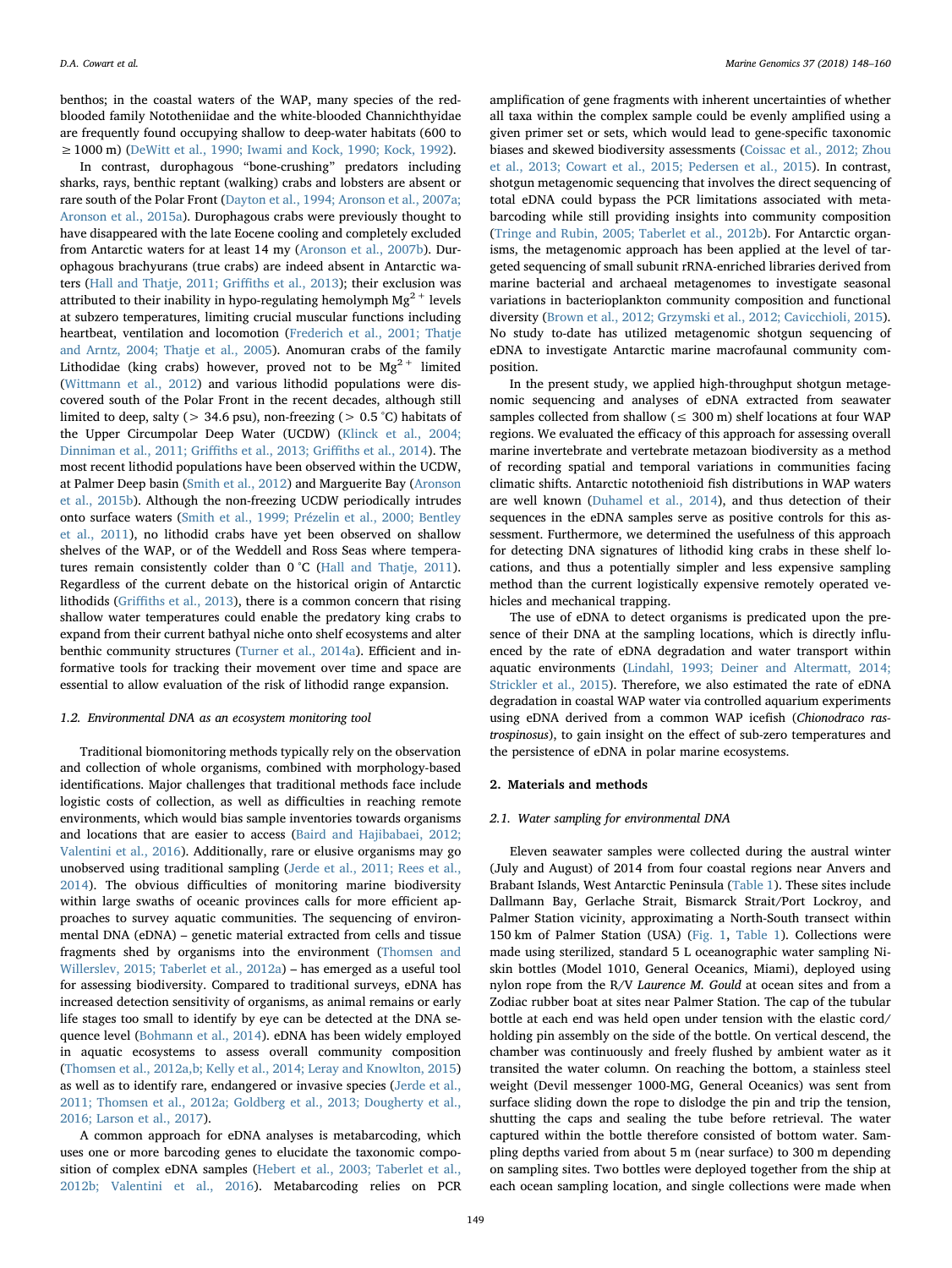benthos; in the coastal waters of the WAP, many species of the red-blooded family Nototheniidae and the white-blooded Channichthyidae are frequently found occupying shallow to deep-water habitats (600 to ≥ 1000 m) (DeWitt et al., 1990; Iwami and Kock, 1990; Kock, 1992).

In contrast, durophagous "bone-crushing" predators including sharks, rays, benthic reptant (walking) crabs and lobsters are absent or rare south of the Polar Front (Dayton et al., 1994; Aronson et al., 2007a; Aronson et al., 2015a). Durophagous crabs were previously thought to have disappeared with the late Eocene cooling and completely excluded from Antarctic waters for at least 14 my (Aronson et al., 2007b). Durophagous brachyurans (true crabs) are indeed absent in Antarctic waters (Hall and Thatje, 2011; Griffiths et al., 2013); their exclusion was attributed to their inability in hypo-regulating hemolymph $Mg^{2+}$ levels at subzero temperatures, limiting crucial muscular functions including heartbeat, ventilation and locomotion (Frederich et al., 2001; Thatje and Arntz, 2004; Thatje et al., 2005). Anomuran crabs of the family Lithodidae (king crabs) however, proved not to be $Mg^{2+}$ limited (Wittmann et al., 2012) and various lithodid populations were discovered south of the Polar Front in the recent decades, although still limited to deep, salty (> 34.6 psu), non-freezing (> 0.5 °C) habitats of the Upper Circumpolar Deep Water (UCDW) (Klinck et al., 2004; Dinniman et al., 2011; Griffiths et al., 2013; Griffiths et al., 2014). The most recent lithodid populations have been observed within the UCDW, at Palmer Deep basin (Smith et al., 2012) and Marguerite Bay (Aronson et al., 2015b). Although the non-freezing UCDW periodically intrudes onto surface waters (Smith et al., 1999; Prézelin et al., 2000; Bentley et al., 2011), no lithodid crabs have yet been observed on shallow shelves of the WAP, or of the Weddell and Ross Seas where temperatures remain consistently colder than 0 °C (Hall and Thatje, 2011). Regardless of the current debate on the historical origin of Antarctic lithodids (Griffiths et al., 2013), there is a common concern that rising shallow water temperatures could enable the predatory king crabs to expand from their current bathyal niche onto shelf ecosystems and alter benthic community structures (Turner et al., 2014a). Efficient and informative tools for tracking their movement over time and space are essential to allow evaluation of the risk of lithodid range expansion.

### 1.2. Environmental DNA as an ecosystem monitoring tool

Traditional biomonitoring methods typically rely on the observation and collection of whole organisms, combined with morphology-based identifications. Major challenges that traditional methods face include logistic costs of collection, as well as difficulties in reaching remote environments, which would bias sample inventories towards organisms and locations that are easier to access (Baird and Hajibabaei, 2012; Valentini et al., 2016). Additionally, rare or elusive organisms may go unobserved using traditional sampling (Jerde et al., 2011; Rees et al., 2014). The obvious difficulties of monitoring marine biodiversity within large swaths of oceanic provinces calls for more efficient approaches to survey aquatic communities. The sequencing of environmental DNA (eDNA) – genetic material extracted from cells and tissue fragments shed by organisms into the environment (Thomsen and Willerslev, 2015; Taberlet et al., 2012a) – has emerged as a useful tool for assessing biodiversity. Compared to traditional surveys, eDNA has increased detection sensitivity of organisms, as animal remains or early life stages too small to identify by eye can be detected at the DNA sequence level (Bohmann et al., 2014). eDNA has been widely employed in aquatic ecosystems to assess overall community composition (Thomsen et al., 2012a,b; Kelly et al., 2014; Leray and Knowlton, 2015) as well as to identify rare, endangered or invasive species (Jerde et al., 2011; Thomsen et al., 2012a; Goldberg et al., 2013; Dougherty et al., 2016; Larson et al., 2017).

A common approach for eDNA analyses is metabarcoding, which uses one or more barcoding genes to elucidate the taxonomic composition of complex eDNA samples (Hebert et al., 2003; Taberlet et al., 2012b; Valentini et al., 2016). Metabarcoding relies on PCR amplification of gene fragments with inherent uncertainties of whether all taxa within the complex sample could be evenly amplified using a given primer set or sets, which would lead to gene-specific taxonomic biases and skewed biodiversity assessments (Coissac et al., 2012; Zhou et al., 2013; Cowart et al., 2015; Pedersen et al., 2015). In contrast, shotgun metagenomic sequencing that involves the direct sequencing of total eDNA could bypass the PCR limitations associated with metabarcoding while still providing insights into community composition (Tringe and Rubin, 2005; Taberlet et al., 2012b). For Antarctic organisms, the metagenomic approach has been applied at the level of targeted sequencing of small subunit rRNA-enriched libraries derived from marine bacterial and archaeal metagenomes to investigate seasonal variations in bacterioplankton community composition and functional diversity (Brown et al., 2012; Grzymski et al., 2012; Cavicchioli, 2015). No study to-date has utilized metagenomic shotgun sequencing of eDNA to investigate Antarctic marine macrofaunal community composition.

In the present study, we applied high-throughput shotgun metagenomic sequencing and analyses of eDNA extracted from seawater samples collected from shallow (≤ 300 m) shelf locations at four WAP regions. We evaluated the efficacy of this approach for assessing overall marine invertebrate and vertebrate metazoan biodiversity as a method of recording spatial and temporal variations in communities facing climatic shifts. Antarctic notothenioid fish distributions in WAP waters are well known (Duhamel et al., 2014), and thus detection of their sequences in the eDNA samples serve as positive controls for this assessment. Furthermore, we determined the usefulness of this approach for detecting DNA signatures of lithodid king crabs in these shelf locations, and thus a potentially simpler and less expensive sampling method than the current logistically expensive remotely operated vehicles and mechanical trapping.

The use of eDNA to detect organisms is predicated upon the presence of their DNA at the sampling locations, which is directly influenced by the rate of eDNA degradation and water transport within aquatic environments (Lindahl, 1993; Deiner and Altermatt, 2014; Strickler et al., 2015). Therefore, we also estimated the rate of eDNA degradation in coastal WAP water via controlled aquarium experiments using eDNA derived from a common WAP icefish (*Chionodraco rastrospinosus*), to gain insight on the effect of sub-zero temperatures and the persistence of eDNA in polar marine ecosystems.

## 2. Materials and methods

### 2.1. Water sampling for environmental DNA

Eleven seawater samples were collected during the austral winter (July and August) of 2014 from four coastal regions near Anvers and Brabant Islands, West Antarctic Peninsula (Table 1). These sites include Dallmann Bay, Gerlache Strait, Bismarck Strait/Port Lockroy, and Palmer Station vicinity, approximating a North-South transect within 150 km of Palmer Station (USA) (Fig. 1, Table 1). Collections were made using sterilized, standard 5 L oceanographic water sampling Niskin bottles (Model 1010, General Oceanics, Miami), deployed using nylon rope from the R/V *Laurence M. Gould* at ocean sites and from a Zodiac rubber boat at sites near Palmer Station. The cap of the tubular bottle at each end was held open under tension with the elastic cord/holding pin assembly on the side of the bottle. On vertical descend, the chamber was continuously and freely flushed by ambient water as it transited the water column. On reaching the bottom, a stainless steel weight (Devil messenger 1000-MG, General Oceanics) was sent from surface sliding down the rope to dislodge the pin and trip the tension, shutting the caps and sealing the tube before retrieval. The water captured within the bottle therefore consisted of bottom water. Sampling depths varied from about 5 m (near surface) to 300 m depending on sampling sites. Two bottles were deployed together from the ship at each ocean sampling location, and single collections were made when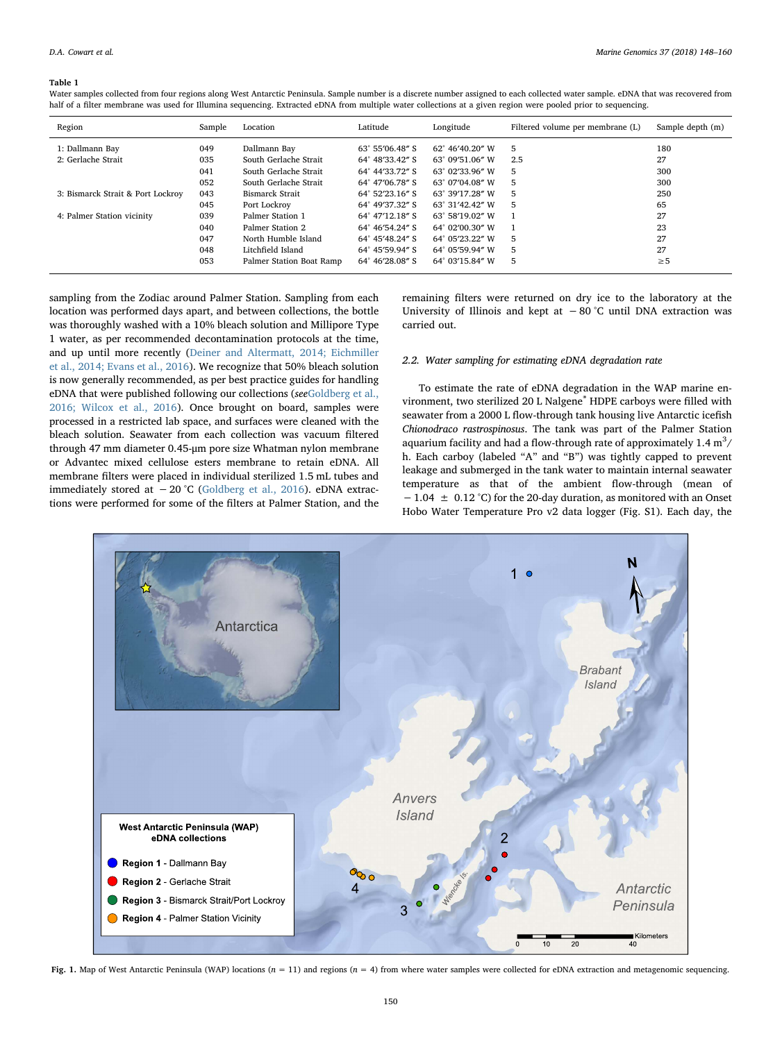**Table 1**
Water samples collected from four regions along West Antarctic Peninsula. Sample number is a discrete number assigned to each collected water sample. eDNA that was recovered from half of a filter membrane was used for Illumina sequencing. Extracted eDNA from multiple water collections at a given region were pooled prior to sequencing.

| Region | Sample | Location | Latitude | Longitude | Filtered volume per membrane (L) | Sample depth (m) |
|---|---|---|---|---|---|---|
| 1: Dallmann Bay | 049 | Dallmann Bay | 63° 55′06.48″ S | 62° 46′40.20″ W | 5 | 180 |
| 2: Gerlache Strait | 035 | South Gerlache Strait | 64° 48′33.42″ S | 63° 09′51.06″ W | 2.5 | 27 |
| | 041 | South Gerlache Strait | 64° 44′33.72″ S | 63° 02′33.96″ W | 5 | 300 |
| | 052 | South Gerlache Strait | 64° 47′06.78″ S | 63° 07′04.08″ W | 5 | 300 |
| 3: Bismarck Strait & Port Lockroy | 043 | Bismarck Strait | 64° 52′23.16″ S | 63° 39′17.28″ W | 5 | 250 |
| | 045 | Port Lockroy | 64° 49′37.32″ S | 63° 31′42.42″ W | 5 | 65 |
| 4: Palmer Station vicinity | 039 | Palmer Station 1 | 64° 47′12.18″ S | 63° 58′19.02″ W | 1 | 27 |
| | 040 | Palmer Station 2 | 64° 46′54.24″ S | 64° 02′00.30″ W | 1 | 23 |
| | 047 | North Humble Island | 64° 45′48.24″ S | 64° 05′23.22″ W | 5 | 27 |
| | 048 | Litchfield Island | 64° 45′59.94″ S | 64° 05′59.94″ W | 5 | 27 |
| | 053 | Palmer Station Boat Ramp | 64° 46′28.08″ S | 64° 03′15.84″ W | 5 | ≥5 |

sampling from the Zodiac around Palmer Station. Sampling from each location was performed days apart, and between collections, the bottle was thoroughly washed with a 10% bleach solution and Millipore Type 1 water, as per recommended decontamination protocols at the time, and up until more recently (Deiner and Altermatt, 2014; Eichmiller et al., 2014; Evans et al., 2016). We recognize that 50% bleach solution is now generally recommended, as per best practice guides for handling eDNA that were published following our collections (see Goldberg et al., 2016; Wilcox et al., 2016). Once brought on board, samples were processed in a restricted lab space, and surfaces were cleaned with the bleach solution. Seawater from each collection was vacuum filtered through 47 mm diameter 0.45-μm pore size Whatman nylon membrane or Advantec mixed cellulose esters membrane to retain eDNA. All membrane filters were placed in individual sterilized 1.5 mL tubes and immediately stored at −20 °C (Goldberg et al., 2016). eDNA extractions were performed for some of the filters at Palmer Station, and the remaining filters were returned on dry ice to the laboratory at the University of Illinois and kept at −80 °C until DNA extraction was carried out.

### 2.2. Water sampling for estimating eDNA degradation rate

To estimate the rate of eDNA degradation in the WAP marine environment, two sterilized 20 L Nalgene® HDPE carboys were filled with seawater from a 2000 L flow-through tank housing live Antarctic icefish *Chionodraco rastrospinosus*. The tank was part of the Palmer Station aquarium facility and had a flow-through rate of approximately 1.4 $m^3$/h. Each carboy (labeled "A" and "B") was tightly capped to prevent leakage and submerged in the tank water to maintain internal seawater temperature as that of the ambient flow-through (mean of −1.04 ± 0.12 °C) for the 20-day duration, as monitored with an Onset Hobo Water Temperature Pro v2 data logger (Fig. S1). Each day, the

**Fig. 1.** Map of West Antarctic Peninsula (WAP) locations ($n$ = 11) and regions ($n$ = 4) from where water samples were collected for eDNA extraction and metagenomic sequencing.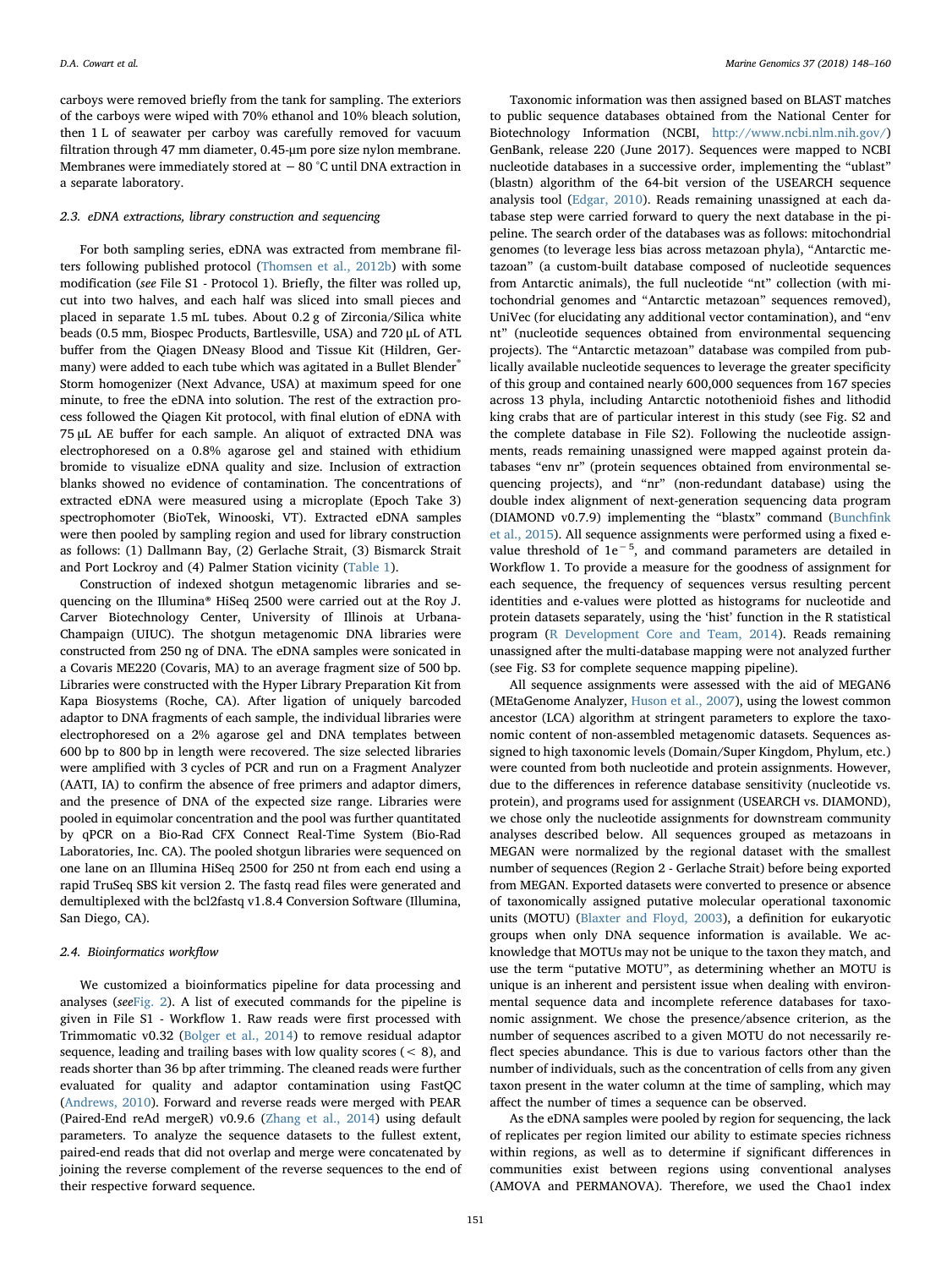carboys were removed briefly from the tank for sampling. The exteriors of the carboys were wiped with 70% ethanol and 10% bleach solution, then 1 L of seawater per carboy was carefully removed for vacuum filtration through 47 mm diameter, 0.45-μm pore size nylon membrane. Membranes were immediately stored at − 80 °C until DNA extraction in a separate laboratory.

### 2.3. eDNA extractions, library construction and sequencing

For both sampling series, eDNA was extracted from membrane filters following published protocol (Thomsen et al., 2012b) with some modification (*see* File S1 - Protocol 1). Briefly, the filter was rolled up, cut into two halves, and each half was sliced into small pieces and placed in separate 1.5 mL tubes. About 0.2 g of Zirconia/Silica white beads (0.5 mm, Biospec Products, Bartlesville, USA) and 720 μL of ATL buffer from the Qiagen DNeasy Blood and Tissue Kit (Hildren, Germany) were added to each tube which was agitated in a Bullet Blender® Storm homogenizer (Next Advance, USA) at maximum speed for one minute, to free the eDNA into solution. The rest of the extraction process followed the Qiagen Kit protocol, with final elution of eDNA with 75 μL AE buffer for each sample. An aliquot of extracted DNA was electrophoresed on a 0.8% agarose gel and stained with ethidium bromide to visualize eDNA quality and size. Inclusion of extraction blanks showed no evidence of contamination. The concentrations of extracted eDNA were measured using a microplate (Epoch Take 3) spectrophomoter (BioTek, Winooski, VT). Extracted eDNA samples were then pooled by sampling region and used for library construction as follows: (1) Dallmann Bay, (2) Gerlache Strait, (3) Bismarck Strait and Port Lockroy and (4) Palmer Station vicinity (Table 1).

Construction of indexed shotgun metagenomic libraries and sequencing on the Illumina® HiSeq 2500 were carried out at the Roy J. Carver Biotechnology Center, University of Illinois at Urbana-Champaign (UIUC). The shotgun metagenomic DNA libraries were constructed from 250 ng of DNA. The eDNA samples were sonicated in a Covaris ME220 (Covaris, MA) to an average fragment size of 500 bp. Libraries were constructed with the Hyper Library Preparation Kit from Kapa Biosystems (Roche, CA). After ligation of uniquely barcoded adaptor to DNA fragments of each sample, the individual libraries were electrophoresed on a 2% agarose gel and DNA templates between 600 bp to 800 bp in length were recovered. The size selected libraries were amplified with 3 cycles of PCR and run on a Fragment Analyzer (AATI, IA) to confirm the absence of free primers and adaptor dimers, and the presence of DNA of the expected size range. Libraries were pooled in equimolar concentration and the pool was further quantitated by qPCR on a Bio-Rad CFX Connect Real-Time System (Bio-Rad Laboratories, Inc. CA). The pooled shotgun libraries were sequenced on one lane on an Illumina HiSeq 2500 for 250 nt from each end using a rapid TruSeq SBS kit version 2. The fastq read files were generated and demultiplexed with the bcl2fastq v1.8.4 Conversion Software (Illumina, San Diego, CA).

### 2.4. Bioinformatics workflow

We customized a bioinformatics pipeline for data processing and analyses (*see*Fig. 2). A list of executed commands for the pipeline is given in File S1 - Workflow 1. Raw reads were first processed with Trimmomatic v0.32 (Bolger et al., 2014) to remove residual adaptor sequence, leading and trailing bases with low quality scores (< 8), and reads shorter than 36 bp after trimming. The cleaned reads were further evaluated for quality and adaptor contamination using FastQC (Andrews, 2010). Forward and reverse reads were merged with PEAR (Paired-End reAd mergeR) v0.9.6 (Zhang et al., 2014) using default parameters. To analyze the sequence datasets to the fullest extent, paired-end reads that did not overlap and merge were concatenated by joining the reverse complement of the reverse sequences to the end of their respective forward sequence.

Taxonomic information was then assigned based on BLAST matches to public sequence databases obtained from the National Center for Biotechnology Information (NCBI, http://www.ncbi.nlm.nih.gov/) GenBank, release 220 (June 2017). Sequences were mapped to NCBI nucleotide databases in a successive order, implementing the "ublast" (blastn) algorithm of the 64-bit version of the USEARCH sequence analysis tool (Edgar, 2010). Reads remaining unassigned at each database step were carried forward to query the next database in the pipeline. The search order of the databases was as follows: mitochondrial genomes (to leverage less bias across metazoan phyla), "Antarctic metazoan" (a custom-built database composed of nucleotide sequences from Antarctic animals), the full nucleotide "nt" collection (with mitochondrial genomes and "Antarctic metazoan" sequences removed), UniVec (for elucidating any additional vector contamination), and "env nt" (nucleotide sequences obtained from environmental sequencing projects). The "Antarctic metazoan" database was compiled from publically available nucleotide sequences to leverage the greater specificity of this group and contained nearly 600,000 sequences from 167 species across 13 phyla, including Antarctic notothenioid fishes and lithodid king crabs that are of particular interest in this study (see Fig. S2 and the complete database in File S2). Following the nucleotide assignments, reads remaining unassigned were mapped against protein databases "env nr" (protein sequences obtained from environmental sequencing projects), and "nr" (non-redundant database) using the double index alignment of next-generation sequencing data program (DIAMOND v0.7.9) implementing the "blastx" command (Bunchfink et al., 2015). All sequence assignments were performed using a fixed e-value threshold of $1e^{-5}$, and command parameters are detailed in Workflow 1. To provide a measure for the goodness of assignment for each sequence, the frequency of sequences versus resulting percent identities and e-values were plotted as histograms for nucleotide and protein datasets separately, using the 'hist' function in the R statistical program (R Development Core and Team, 2014). Reads remaining unassigned after the multi-database mapping were not analyzed further (see Fig. S3 for complete sequence mapping pipeline).

All sequence assignments were assessed with the aid of MEGAN6 (MEtaGenome Analyzer, Huson et al., 2007), using the lowest common ancestor (LCA) algorithm at stringent parameters to explore the taxonomic content of non-assembled metagenomic datasets. Sequences assigned to high taxonomic levels (Domain/Super Kingdom, Phylum, etc.) were counted from both nucleotide and protein assignments. However, due to the differences in reference database sensitivity (nucleotide vs. protein), and programs used for assignment (USEARCH vs. DIAMOND), we chose only the nucleotide assignments for downstream community analyses described below. All sequences grouped as metazoans in MEGAN were normalized by the regional dataset with the smallest number of sequences (Region 2 - Gerlache Strait) before being exported from MEGAN. Exported datasets were converted to presence or absence of taxonomically assigned putative molecular operational taxonomic units (MOTU) (Blaxter and Floyd, 2003), a definition for eukaryotic groups when only DNA sequence information is available. We acknowledge that MOTUs may not be unique to the taxon they match, and use the term "putative MOTU", as determining whether an MOTU is unique is an inherent and persistent issue when dealing with environmental sequence data and incomplete reference databases for taxonomic assignment. We chose the presence/absence criterion, as the number of sequences ascribed to a given MOTU do not necessarily reflect species abundance. This is due to various factors other than the number of individuals, such as the concentration of cells from any given taxon present in the water column at the time of sampling, which may affect the number of times a sequence can be observed.

As the eDNA samples were pooled by region for sequencing, the lack of replicates per region limited our ability to estimate species richness within regions, as well as to determine if significant differences in communities exist between regions using conventional analyses (AMOVA and PERMANOVA). Therefore, we used the Chao1 index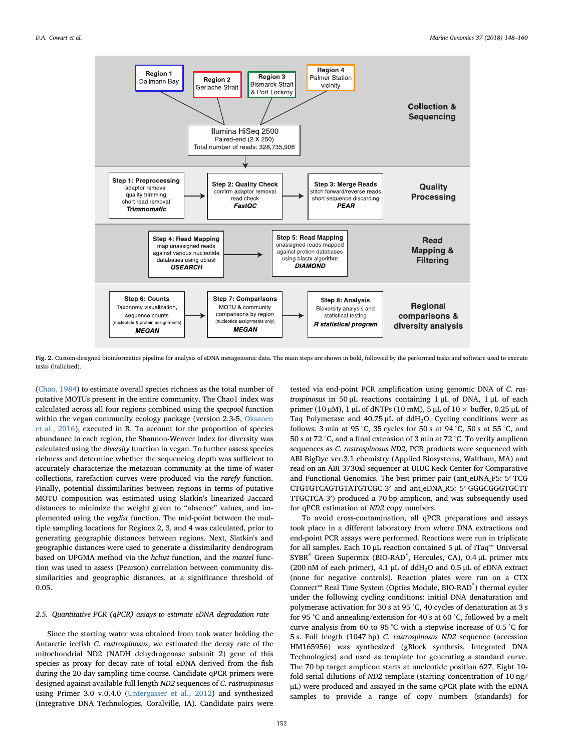Fig. 2. Custom-designed bioinformatics pipeline for analysis of eDNA metagenomic data. The main steps are shown in bold, followed by the performed tasks and software used to execute tasks (italicized).

(Chao, 1984) to estimate overall species richness as the total number of putative MOTUs present in the entire community. The Chao1 index was calculated across all four regions combined using the *specpool* function within the vegan community ecology package (version 2.3-5, Oksanen et al., 2016), executed in R. To account for the proportion of species abundance in each region, the Shannon-Weaver index for diversity was calculated using the *diversity* function in vegan. To further assess species richness and determine whether the sequencing depth was sufficient to accurately characterize the metazoan community at the time of water collections, rarefaction curves were produced via the *rarefy* function. Finally, potential dissimilarities between regions in terms of putative MOTU composition was estimated using Slatkin's linearized Jaccard distances to minimize the weight given to "absence" values, and implemented using the *vegdist* function. The mid-point between the multiple sampling locations for Regions 2, 3, and 4 was calculated, prior to generating geographic distances between regions. Next, Slatkin's and geographic distances were used to generate a dissimilarity dendrogram based on UPGMA method via the *hclust* function, and the *mantel* function was used to assess (Pearson) correlation between community dissimilarities and geographic distances, at a significance threshold of 0.05.

### 2.5. Quantitative PCR (qPCR) assays to estimate eDNA degradation rate

Since the starting water was obtained from tank water holding the Antarctic icefish *C. rastrospinosus*, we estimated the decay rate of the mitochondrial ND2 (NADH dehydrogenase subunit 2) gene of this species as proxy for decay rate of total eDNA derived from the fish during the 20-day sampling time course. Candidate qPCR primers were designed against available full length *ND2* sequences of *C. rastrospinosus* using Primer 3.0 v.0.4.0 (Untergasser et al., 2012) and synthesized (Integrative DNA Technologies, Coralville, IA). Candidate pairs were tested via end-point PCR amplification using genomic DNA of *C. rastrospinosus* in 50 µL reactions containing 1 µL of DNA, 1 µL of each primer (10 µM), 1 µL of dNTPs (10 mM), 5 µL of 10 × buffer, 0.25 µL of Taq Polymerase and 40.75 µL of $ddH_2O$. Cycling conditions were as follows: 3 min at 95 °C, 35 cycles for 50 s at 94 °C, 50 s at 55 °C, and 50 s at 72 °C, and a final extension of 3 min at 72 °C. To verify amplicon sequences as *C. rastrospinosus ND2*, PCR products were sequenced with ABI BigDye ver.3.1 chemistry (Applied Biosystems, Waltham, MA) and read on an ABI 3730xl sequencer at UIUC Keck Center for Comparative and Functional Genomics. The best primer pair (ant_eDNA_F5: 5′-TCG CTGTGTCAGTGTATGTCGC-3′ and ant_eDNA_R5: 5′-GGGCGGGTGCTT TTGCTCA-3′) produced a 70 bp amplicon, and was subsequently used for qPCR estimation of *ND2* copy numbers.

To avoid cross-contamination, all qPCR preparations and assays took place in a different laboratory from where DNA extractions and end-point PCR assays were performed. Reactions were run in triplicate for all samples. Each 10 µL reaction contained 5 µL of iTaq™ Universal SYBR® Green Supermix (BIO-RAD®, Hercules, CA), 0.4 µL primer mix (200 nM of each primer), 4.1 µL of $ddH_2O$ and 0.5 µL of eDNA extract (none for negative controls). Reaction plates were run on a CTX Connect™ Real Time System (Optics Module, BIO-RAD®) thermal cycler under the following cycling conditions: initial DNA denaturation and polymerase activation for 30 s at 95 °C, 40 cycles of denaturation at 3 s for 95 °C and annealing/extension for 40 s at 60 °C, followed by a melt curve analysis from 60 to 95 °C with a stepwise increase of 0.5 °C for 5 s. Full length (1047 bp) *C. rastrospinosus ND2* sequence (accession HM165956) was synthesized (gBlock synthesis, Integrated DNA Technologies) and used as template for generating a standard curve. The 70 bp target amplicon starts at nucleotide position 627. Eight 10-fold serial dilutions of *ND2* template (starting concentration of 10 ng/µL) were produced and assayed in the same qPCR plate with the eDNA samples to provide a range of copy numbers (standards) for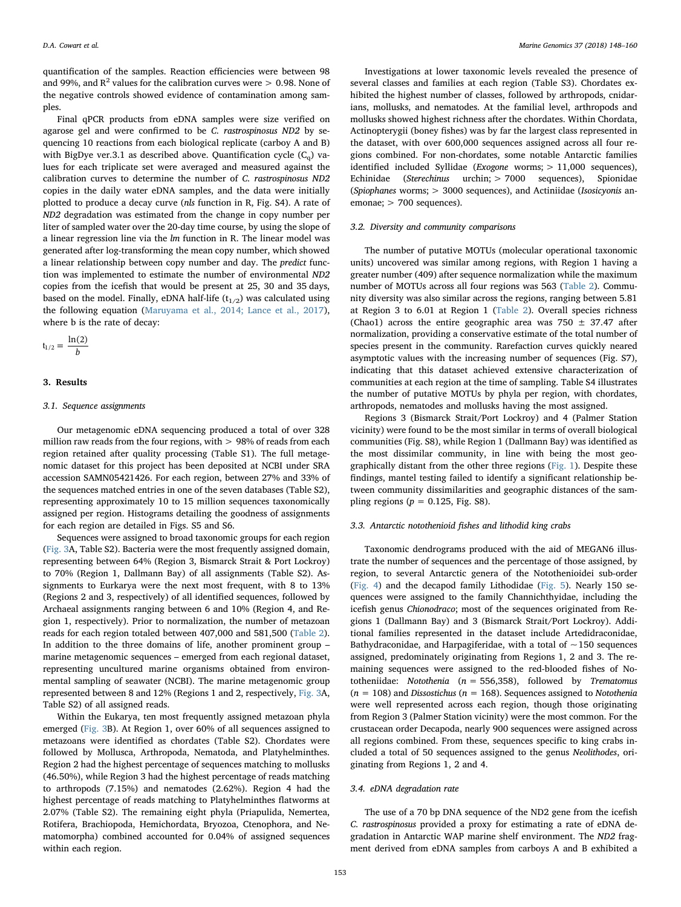quantification of the samples. Reaction efficiencies were between 98 and 99%, and $R^2$ values for the calibration curves were > 0.98. None of the negative controls showed evidence of contamination among samples.

Final qPCR products from eDNA samples were size verified on agarose gel and were confirmed to be *C. rastrospinosus ND2* by sequencing 10 reactions from each biological replicate (carboy A and B) with BigDye ver.3.1 as described above. Quantification cycle ($C_q$) values for each triplicate set were averaged and measured against the calibration curves to determine the number of *C. rastrospinosus ND2* copies in the daily water eDNA samples, and the data were initially plotted to produce a decay curve (*nls* function in R, Fig. S4). A rate of *ND2* degradation was estimated from the change in copy number per liter of sampled water over the 20-day time course, by using the slope of a linear regression line via the *lm* function in R. The linear model was generated after log-transforming the mean copy number, which showed a linear relationship between copy number and day. The *predict* function was implemented to estimate the number of environmental *ND2* copies from the icefish that would be present at 25, 30 and 35 days, based on the model. Finally, eDNA half-life ($t_{1/2}$) was calculated using the following equation (Maruyama et al., 2014; Lance et al., 2017), where b is the rate of decay:

$$t_{1/2} = \frac{\ln(2)}{b}$$

## 3. Results

### 3.1. Sequence assignments

Our metagenomic eDNA sequencing produced a total of over 328 million raw reads from the four regions, with > 98% of reads from each region retained after quality processing (Table S1). The full metagenomic dataset for this project has been deposited at NCBI under SRA accession SAMN05421426. For each region, between 27% and 33% of the sequences matched entries in one of the seven databases (Table S2), representing approximately 10 to 15 million sequences taxonomically assigned per region. Histograms detailing the goodness of assignments for each region are detailed in Figs. S5 and S6.

Sequences were assigned to broad taxonomic groups for each region (Fig. 3A, Table S2). Bacteria were the most frequently assigned domain, representing between 64% (Region 3, Bismarck Strait & Port Lockroy) to 70% (Region 1, Dallmann Bay) of all assignments (Table S2). Assignments to Eurkarya were the next most frequent, with 8 to 13% (Regions 2 and 3, respectively) of all identified sequences, followed by Archaeal assignments ranging between 6 and 10% (Region 4, and Region 1, respectively). Prior to normalization, the number of metazoan reads for each region totaled between 407,000 and 581,500 (Table 2). In addition to the three domains of life, another prominent group – marine metagenomic sequences – emerged from each regional dataset, representing uncultured marine organisms obtained from environmental sampling of seawater (NCBI). The marine metagenomic group represented between 8 and 12% (Regions 1 and 2, respectively, Fig. 3A, Table S2) of all assigned reads.

Within the Eukarya, ten most frequently assigned metazoan phyla emerged (Fig. 3B). At Region 1, over 60% of all sequences assigned to metazoans were identified as chordates (Table S2). Chordates were followed by Mollusca, Arthropoda, Nematoda, and Platyhelminthes. Region 2 had the highest percentage of sequences matching to mollusks (46.50%), while Region 3 had the highest percentage of reads matching to arthropods (7.15%) and nematodes (2.62%). Region 4 had the highest percentage of reads matching to Platyhelminthes flatworms at 2.07% (Table S2). The remaining eight phyla (Priapulida, Nemertea, Rotifera, Brachiopoda, Hemichordata, Bryozoa, Ctenophora, and Nematomorpha) combined accounted for 0.04% of assigned sequences within each region.

Investigations at lower taxonomic levels revealed the presence of several classes and families at each region (Table S3). Chordates exhibited the highest number of classes, followed by arthropods, cnidarians, mollusks, and nematodes. At the familial level, arthropods and mollusks showed highest richness after the chordates. Within Chordata, Actinopterygii (boney fishes) was by far the largest class represented in the dataset, with over 600,000 sequences assigned across all four regions combined. For non-chordates, some notable Antarctic families identified included Syllidae (*Exogone* worms; > 11,000 sequences), Echinidae (*Sterechinus* urchin; > 7000 sequences), Spionidae (*Spiophanes* worms; > 3000 sequences), and Actiniidae (*Isosicyonis* anemonae; > 700 sequences).

### 3.2. Diversity and community comparisons

The number of putative MOTUs (molecular operational taxonomic units) uncovered was similar among regions, with Region 1 having a greater number (409) after sequence normalization while the maximum number of MOTUs across all four regions was 563 (Table 2). Community diversity was also similar across the regions, ranging between 5.81 at Region 3 to 6.01 at Region 1 (Table 2). Overall species richness (Chao1) across the entire geographic area was 750 ± 37.47 after normalization, providing a conservative estimate of the total number of species present in the community. Rarefaction curves quickly neared asymptotic values with the increasing number of sequences (Fig. S7), indicating that this dataset achieved extensive characterization of communities at each region at the time of sampling. Table S4 illustrates the number of putative MOTUs by phyla per region, with chordates, arthropods, nematodes and mollusks having the most assigned.

Regions 3 (Bismarck Strait/Port Lockroy) and 4 (Palmer Station vicinity) were found to be the most similar in terms of overall biological communities (Fig. S8), while Region 1 (Dallmann Bay) was identified as the most dissimilar community, in line with being the most geographically distant from the other three regions (Fig. 1). Despite these findings, mantel testing failed to identify a significant relationship between community dissimilarities and geographic distances of the sampling regions ($p = 0.125$, Fig. S8).

### 3.3. Antarctic notothenioid fishes and lithodid king crabs

Taxonomic dendrograms produced with the aid of MEGAN6 illustrate the number of sequences and the percentage of those assigned, by region, to several Antarctic genera of the Notothenioidei sub-order (Fig. 4) and the decapod family Lithodidae (Fig. 5). Nearly 150 sequences were assigned to the family Channichthyidae, including the icefish genus *Chionodraco*; most of the sequences originated from Regions 1 (Dallmann Bay) and 3 (Bismarck Strait/Port Lockroy). Additional families represented in the dataset include Artedidraconidae, Bathydraconidae, and Harpagiferidae, with a total of ~150 sequences assigned, predominately originating from Regions 1, 2 and 3. The remaining sequences were assigned to the red-blooded fishes of Nototheniidae: *Notothenia* ($n = 556,358$), followed by *Trematomus* ($n = 108$) and *Dissostichus* ($n = 168$). Sequences assigned to *Notothenia* were well represented across each region, though those originating from Region 3 (Palmer Station vicinity) were the most common. For the crustacean order Decapoda, nearly 900 sequences were assigned across all regions combined. From these, sequences specific to king crabs included a total of 50 sequences assigned to the genus *Neolithodes*, originating from Regions 1, 2 and 4.

### 3.4. eDNA degradation rate

The use of a 70 bp DNA sequence of the ND2 gene from the icefish *C. rastrospinosus* provided a proxy for estimating a rate of eDNA degradation in Antarctic WAP marine shelf environment. The *ND2* fragment derived from eDNA samples from carboys A and B exhibited a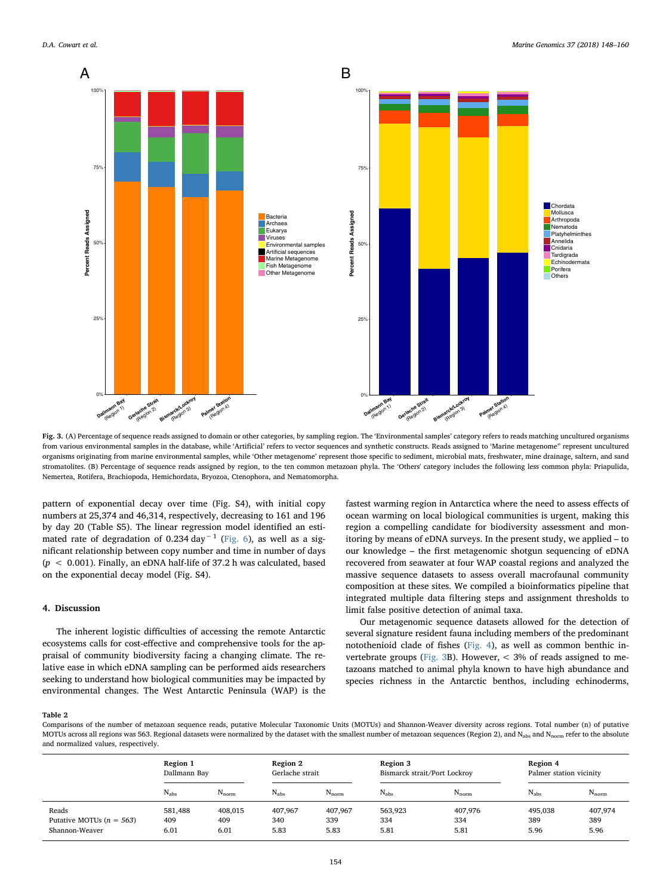**Fig. 3.** (A) Percentage of sequence reads assigned to domain or other categories, by sampling region. The 'Environmental samples' category refers to reads matching uncultured organisms from various environmental samples in the database, while 'Artificial' refers to vector sequences and synthetic constructs. Reads assigned to 'Marine metagenome" represent uncultured organisms originating from marine environmental samples, while 'Other metagenome' represent those specific to sediment, microbial mats, freshwater, mine drainage, saltern, and sand stromatolites. (B) Percentage of sequence reads assigned by region, to the ten common metazoan phyla. The 'Others' category includes the following less common phyla: Priapulida, Nemertea, Rotifera, Brachiopoda, Hemichordata, Bryozoa, Ctenophora, and Nematomorpha.

pattern of exponential decay over time (Fig. S4), with initial copy numbers at 25,374 and 46,314, respectively, decreasing to 161 and 196 by day 20 (Table S5). The linear regression model identified an estimated rate of degradation of 0.234 $day^{-1}$ (Fig. 6), as well as a significant relationship between copy number and time in number of days ($p < 0.001$). Finally, an eDNA half-life of 37.2 h was calculated, based on the exponential decay model (Fig. S4).

## 4. Discussion

The inherent logistic difficulties of accessing the remote Antarctic ecosystems calls for cost-effective and comprehensive tools for the appraisal of community biodiversity facing a changing climate. The relative ease in which eDNA sampling can be performed aids researchers seeking to understand how biological communities may be impacted by environmental changes. The West Antarctic Peninsula (WAP) is the fastest warming region in Antarctica where the need to assess effects of ocean warming on local biological communities is urgent, making this region a compelling candidate for biodiversity assessment and monitoring by means of eDNA surveys. In the present study, we applied – to our knowledge – the first metagenomic shotgun sequencing of eDNA recovered from seawater at four WAP coastal regions and analyzed the massive sequence datasets to assess overall macrofaunal community composition at these sites. We compiled a bioinformatics pipeline that integrated multiple data filtering steps and assignment thresholds to limit false positive detection of animal taxa.

Our metagenomic sequence datasets allowed for the detection of several signature resident fauna including members of the predominant notothenioid clade of fishes (Fig. 4), as well as common benthic invertebrate groups (Fig. 3B). However, < 3% of reads assigned to metazoans matched to animal phyla known to have high abundance and species richness in the Antarctic benthos, including echinoderms,

**Table 2**
Comparisons of the number of metazoan sequence reads, putative Molecular Taxonomic Units (MOTUs) and Shannon-Weaver diversity across regions. Total number (n) of putative MOTUs across all regions was 563. Regional datasets were normalized by the dataset with the smallest number of metazoan sequences (Region 2), and $N_{abs}$ and $N_{norm}$ refer to the absolute and normalized values, respectively.

| | Region 1 Dallmann Bay | | Region 2 Gerlache strait | | Region 3 Bismarck strait/Port Lockroy | | Region 4 Palmer station vicinity | |
|---|---|---|---|---|---|---|---|---|
| | $N_{abs}$ | $N_{norm}$ | $N_{abs}$ | $N_{norm}$ | $N_{abs}$ | $N_{norm}$ | $N_{abs}$ | $N_{norm}$ |
| Reads | 581,488 | 408,015 | 407,967 | 407,967 | 563,923 | 407,976 | 495,038 | 407,974 |
| Putative MOTUs (*n = 563*) | 409 | 409 | 340 | 339 | 334 | 334 | 389 | 389 |
| Shannon-Weaver | 6.01 | 6.01 | 5.83 | 5.83 | 5.81 | 5.81 | 5.96 | 5.96 |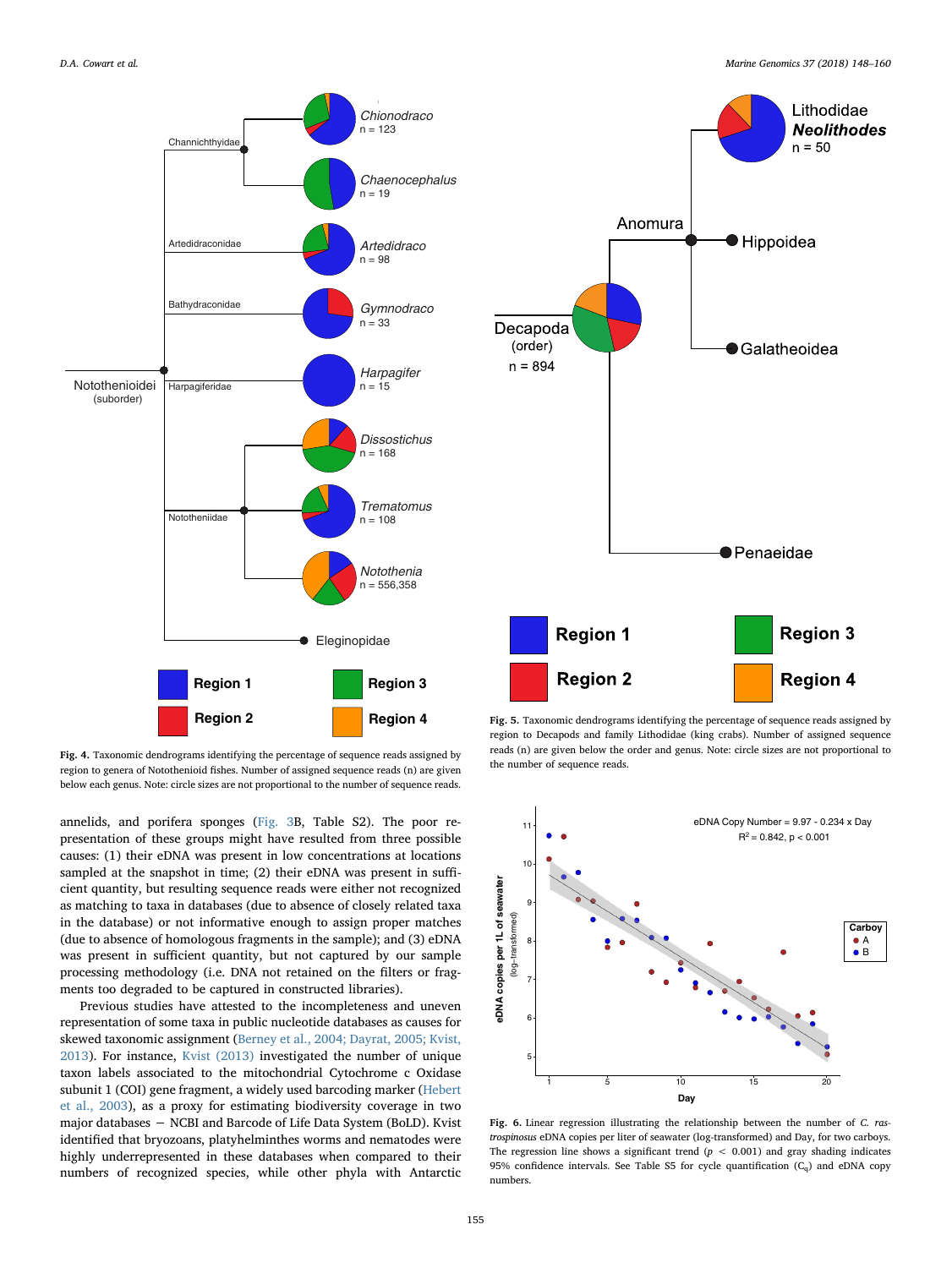**Fig. 4.** Taxonomic dendrograms identifying the percentage of sequence reads assigned by region to genera of Notothenioid fishes. Number of assigned sequence reads (n) are given below each genus. Note: circle sizes are not proportional to the number of sequence reads.

**Fig. 5.** Taxonomic dendrograms identifying the percentage of sequence reads assigned by region to Decapods and family Lithodidae (king crabs). Number of assigned sequence reads (n) are given below the order and genus. Note: circle sizes are not proportional to the number of sequence reads.

**Fig. 6.** Linear regression illustrating the relationship between the number of *C. rastrospinosus* eDNA copies per liter of seawater (log-transformed) and Day, for two carboys. The regression line shows a significant trend ($p < 0.001$) and gray shading indicates 95% confidence intervals. See Table S5 for cycle quantification ($C_q$) and eDNA copy numbers.

annelids, and porifera sponges (Fig. 3B, Table S2). The poor representation of these groups might have resulted from three possible causes: (1) their eDNA was present in low concentrations at locations sampled at the snapshot in time; (2) their eDNA was present in sufficient quantity, but resulting sequence reads were either not recognized as matching to taxa in databases (due to absence of closely related taxa in the database) or not informative enough to assign proper matches (due to absence of homologous fragments in the sample); and (3) eDNA was present in sufficient quantity, but not captured by our sample processing methodology (i.e. DNA not retained on the filters or fragments too degraded to be captured in constructed libraries).

Previous studies have attested to the incompleteness and uneven representation of some taxa in public nucleotide databases as causes for skewed taxonomic assignment (Berney et al., 2004; Dayrat, 2005; Kvist, 2013). For instance, Kvist (2013) investigated the number of unique taxon labels associated to the mitochondrial Cytochrome c Oxidase subunit 1 (COI) gene fragment, a widely used barcoding marker (Hebert et al., 2003), as a proxy for estimating biodiversity coverage in two major databases − NCBI and Barcode of Life Data System (BoLD). Kvist identified that bryozoans, platyhelminthes worms and nematodes were highly underrepresented in these databases when compared to their numbers of recognized species, while other phyla with Antarctic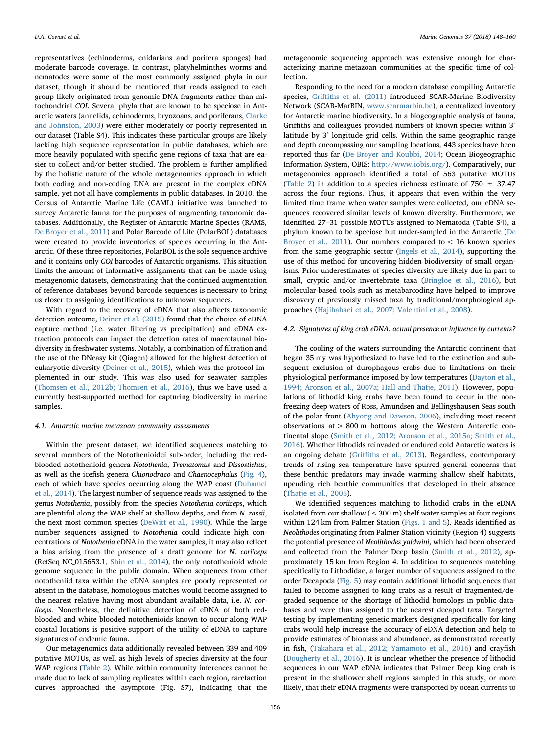representatives (echinoderms, cnidarians and porifera sponges) had moderate barcode coverage. In contrast, platyhelminthes worms and nematodes were some of the most commonly assigned phyla in our dataset, though it should be mentioned that reads assigned to each group likely originated from genomic DNA fragments rather than mitochondrial *COI*. Several phyla that are known to be speciose in Antarctic waters (annelids, echinoderms, bryozoans, and poriferans, Clarke and Johnston, 2003) were either moderately or poorly represented in our dataset (Table S4). This indicates these particular groups are likely lacking high sequence representation in public databases, which are more heavily populated with specific gene regions of taxa that are easier to collect and/or better studied. The problem is further amplified by the holistic nature of the whole metagenomics approach in which both coding and non-coding DNA are present in the complex eDNA sample, yet not all have complements in public databases. In 2010, the Census of Antarctic Marine Life (CAML) initiative was launched to survey Antarctic fauna for the purposes of augmenting taxonomic databases. Additionally, the Register of Antarctic Marine Species (RAMS, De Broyer et al., 2011) and Polar Barcode of Life (PolarBOL) databases were created to provide inventories of species occurring in the Antarctic. Of these three repositories, PolarBOL is the sole sequence archive and it contains only *COI* barcodes of Antarctic organisms. This situation limits the amount of informative assignments that can be made using metagenomic datasets, demonstrating that the continued augmentation of reference databases beyond barcode sequences is necessary to bring us closer to assigning identifications to unknown sequences.

With regard to the recovery of eDNA that also affects taxonomic detection outcome, Deiner et al. (2015) found that the choice of eDNA capture method (i.e. water filtering vs precipitation) and eDNA extraction protocols can impact the detection rates of macrofaunal biodiversity in freshwater systems. Notably, a combination of filtration and the use of the DNeasy kit (Qiagen) allowed for the highest detection of eukaryotic diversity (Deiner et al., 2015), which was the protocol implemented in our study. This was also used for seawater samples (Thomsen et al., 2012b; Thomsen et al., 2016), thus we have used a currently best-supported method for capturing biodiversity in marine samples.

### 4.1. Antarctic marine metazoan community assessments

Within the present dataset, we identified sequences matching to several members of the Notothenioidei sub-order, including the red-blooded notothenioid genera *Notothenia*, *Trematomus* and *Dissostichus*, as well as the icefish genera *Chionodraco* and *Chaenocephalus* (Fig. 4), each of which have species occurring along the WAP coast (Duhamel et al., 2014). The largest number of sequence reads was assigned to the genus *Notothenia*, possibly from the species *Notothenia coriiceps*, which are plentiful along the WAP shelf at shallow depths, and from *N. rossii*, the next most common species (DeWitt et al., 1990). While the large number sequences assigned to *Notothenia* could indicate high concentrations of *Notothenia* eDNA in the water samples, it may also reflect a bias arising from the presence of a draft genome for *N. coriiceps* (RefSeq NC_015653.1, Shin et al., 2014), the only notothenioid whole genome sequence in the public domain. When sequences from other nototheniid taxa within the eDNA samples are poorly represented or absent in the database, homologous matches would become assigned to the nearest relative having most abundant available data, i.e. *N. coriiceps*. Nonetheless, the definitive detection of eDNA of both red-blooded and white blooded notothenioids known to occur along WAP coastal locations is positive support of the utility of eDNA to capture signatures of endemic fauna.

Our metagenomics data additionally revealed between 339 and 409 putative MOTUs, as well as high levels of species diversity at the four WAP regions (Table 2). While within community inferences cannot be made due to lack of sampling replicates within each region, rarefaction curves approached the asymptote (Fig. S7), indicating that the metagenomic sequencing approach was extensive enough for characterizing marine metazoan communities at the specific time of collection.

Responding to the need for a modern database compiling Antarctic species, Griffiths et al. (2011) introduced SCAR-Marine Biodiversity Network (SCAR-MarBIN, www.scarmarbin.be), a centralized inventory for Antarctic marine biodiversity. In a biogeographic analysis of fauna, Griffiths and colleagues provided numbers of known species within 3° latitude by 3° longitude grid cells. Within the same geographic range and depth encompassing our sampling locations, 443 species have been reported thus far (De Broyer and Koubbi, 2014; Ocean Biogeographic Information System, OBIS: http://www.iobis.org/). Comparatively, our metagenomics approach identified a total of 563 putative MOTUs (Table 2) in addition to a species richness estimate of $750 \pm 37.47$ across the four regions. Thus, it appears that even within the very limited time frame when water samples were collected, our eDNA sequences recovered similar levels of known diversity. Furthermore, we identified 27–31 possible MOTUs assigned to Nematoda (Table S4), a phylum known to be speciose but under-sampled in the Antarctic (De Broyer et al., 2011). Our numbers compared to < 16 known species from the same geographic sector (Ingels et al., 2014), supporting the use of this method for uncovering hidden biodiversity of small organisms. Prior underestimates of species diversity are likely due in part to small, cryptic and/or invertebrate taxa (Bringloe et al., 2016), but molecular-based tools such as metabarcoding have helped to improve discovery of previously missed taxa by traditional/morphological approaches (Hajibabaei et al., 2007; Valentini et al., 2008).

### 4.2. Signatures of king crab eDNA: actual presence or influence by currents?

The cooling of the waters surrounding the Antarctic continent that began 35 my was hypothesized to have led to the extinction and subsequent exclusion of durophagous crabs due to limitations on their physiological performance imposed by low temperatures (Dayton et al., 1994; Aronson et al., 2007a; Hall and Thatje, 2011). However, populations of lithodid king crabs have been found to occur in the non-freezing deep waters of Ross, Amundsen and Bellingshausen Seas south of the polar front (Ahyong and Dawson, 2006), including most recent observations at > 800 m bottoms along the Western Antarctic continental slope (Smith et al., 2012; Aronson et al., 2015a; Smith et al., 2016). Whether lithodids reinvaded or endured cold Antarctic waters is an ongoing debate (Griffiths et al., 2013). Regardless, contemporary trends of rising sea temperature have spurred general concerns that these benthic predators may invade warming shallow shelf habitats, upending rich benthic communities that developed in their absence (Thatje et al., 2005).

We identified sequences matching to lithodid crabs in the eDNA isolated from our shallow (≤ 300 m) shelf water samples at four regions within 124 km from Palmer Station (Figs. 1 and 5). Reads identified as *Neolithodes* originating from Palmer Station vicinity (Region 4) suggests the potential presence of *Neolithodes yaldwini*, which had been observed and collected from the Palmer Deep basin (Smith et al., 2012), approximately 15 km from Region 4. In addition to sequences matching specifically to Lithodidae, a larger number of sequences assigned to the order Decapoda (Fig. 5) may contain additional lithodid sequences that failed to become assigned to king crabs as a result of fragmented/degraded sequence or the shortage of lithodid homologs in public databases and were thus assigned to the nearest decapod taxa. Targeted testing by implementing genetic markers designed specifically for king crabs would help increase the accuracy of eDNA detection and help to provide estimates of biomass and abundance, as demonstrated recently in fish, (Takahara et al., 2012; Yamamoto et al., 2016) and crayfish (Dougherty et al., 2016). It is unclear whether the presence of lithodid sequences in our WAP eDNA indicates that Palmer Deep king crab is present in the shallower shelf regions sampled in this study, or more likely, that their eDNA fragments were transported by ocean currents to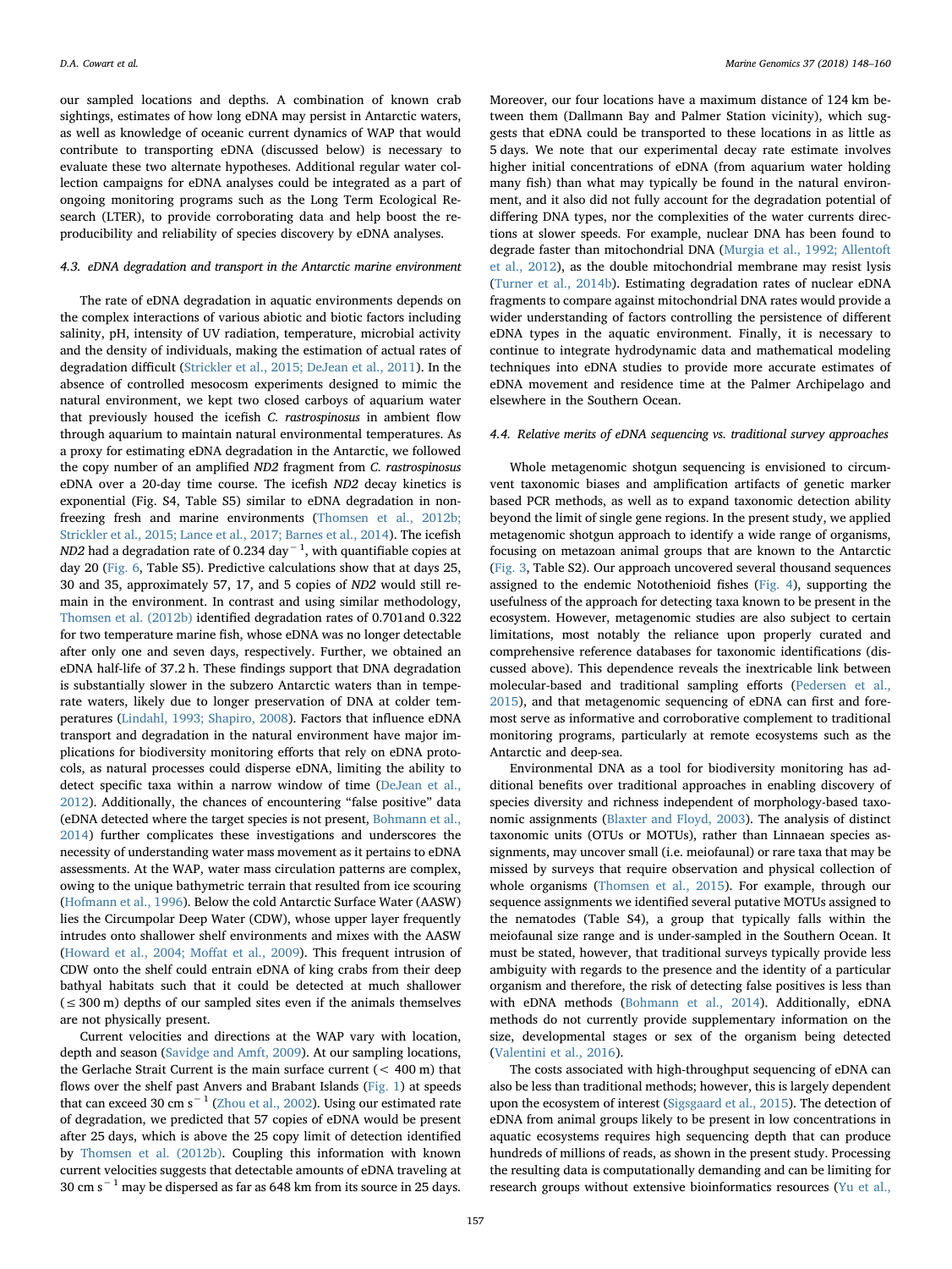our sampled locations and depths. A combination of known crab sightings, estimates of how long eDNA may persist in Antarctic waters, as well as knowledge of oceanic current dynamics of WAP that would contribute to transporting eDNA (discussed below) is necessary to evaluate these two alternate hypotheses. Additional regular water collection campaigns for eDNA analyses could be integrated as a part of ongoing monitoring programs such as the Long Term Ecological Research (LTER), to provide corroborating data and help boost the reproducibility and reliability of species discovery by eDNA analyses.

### 4.3. eDNA degradation and transport in the Antarctic marine environment

The rate of eDNA degradation in aquatic environments depends on the complex interactions of various abiotic and biotic factors including salinity, pH, intensity of UV radiation, temperature, microbial activity and the density of individuals, making the estimation of actual rates of degradation difficult (Strickler et al., 2015; DeJean et al., 2011). In the absence of controlled mesocosm experiments designed to mimic the natural environment, we kept two closed carboys of aquarium water that previously housed the icefish *C. rastrospinosus* in ambient flow through aquarium to maintain natural environmental temperatures. As a proxy for estimating eDNA degradation in the Antarctic, we followed the copy number of an amplified *ND2* fragment from *C. rastrospinosus* eDNA over a 20-day time course. The icefish *ND2* decay kinetics is exponential (Fig. S4, Table S5) similar to eDNA degradation in non-freezing fresh and marine environments (Thomsen et al., 2012b; Strickler et al., 2015; Lance et al., 2017; Barnes et al., 2014). The icefish *ND2* had a degradation rate of 0.234 $day^{-1}$, with quantifiable copies at day 20 (Fig. 6, Table S5). Predictive calculations show that at days 25, 30 and 35, approximately 57, 17, and 5 copies of *ND2* would still remain in the environment. In contrast and using similar methodology, Thomsen et al. (2012b) identified degradation rates of 0.701and 0.322 for two temperature marine fish, whose eDNA was no longer detectable after only one and seven days, respectively. Further, we obtained an eDNA half-life of 37.2 h. These findings support that DNA degradation is substantially slower in the subzero Antarctic waters than in temperate waters, likely due to longer preservation of DNA at colder temperatures (Lindahl, 1993; Shapiro, 2008). Factors that influence eDNA transport and degradation in the natural environment have major implications for biodiversity monitoring efforts that rely on eDNA protocols, as natural processes could disperse eDNA, limiting the ability to detect specific taxa within a narrow window of time (DeJean et al., 2012). Additionally, the chances of encountering "false positive" data (eDNA detected where the target species is not present, Bohmann et al., 2014) further complicates these investigations and underscores the necessity of understanding water mass movement as it pertains to eDNA assessments. At the WAP, water mass circulation patterns are complex, owing to the unique bathymetric terrain that resulted from ice scouring (Hofmann et al., 1996). Below the cold Antarctic Surface Water (AASW) lies the Circumpolar Deep Water (CDW), whose upper layer frequently intrudes onto shallower shelf environments and mixes with the AASW (Howard et al., 2004; Moffat et al., 2009). This frequent intrusion of CDW onto the shelf could entrain eDNA of king crabs from their deep bathyal habitats such that it could be detected at much shallower ($\leq$ 300 m) depths of our sampled sites even if the animals themselves are not physically present.

Current velocities and directions at the WAP vary with location, depth and season (Savidge and Amft, 2009). At our sampling locations, the Gerlache Strait Current is the main surface current (< 400 m) that flows over the shelf past Anvers and Brabant Islands (Fig. 1) at speeds that can exceed 30 cm $s^{-1}$ (Zhou et al., 2002). Using our estimated rate of degradation, we predicted that 57 copies of eDNA would be present after 25 days, which is above the 25 copy limit of detection identified by Thomsen et al. (2012b). Coupling this information with known current velocities suggests that detectable amounts of eDNA traveling at 30 cm $s^{-1}$ may be dispersed as far as 648 km from its source in 25 days. Moreover, our four locations have a maximum distance of 124 km between them (Dallmann Bay and Palmer Station vicinity), which suggests that eDNA could be transported to these locations in as little as 5 days. We note that our experimental decay rate estimate involves higher initial concentrations of eDNA (from aquarium water holding many fish) than what may typically be found in the natural environment, and it also did not fully account for the degradation potential of differing DNA types, nor the complexities of the water currents directions at slower speeds. For example, nuclear DNA has been found to degrade faster than mitochondrial DNA (Murgia et al., 1992; Allentoft et al., 2012), as the double mitochondrial membrane may resist lysis (Turner et al., 2014b). Estimating degradation rates of nuclear eDNA fragments to compare against mitochondrial DNA rates would provide a wider understanding of factors controlling the persistence of different eDNA types in the aquatic environment. Finally, it is necessary to continue to integrate hydrodynamic data and mathematical modeling techniques into eDNA studies to provide more accurate estimates of eDNA movement and residence time at the Palmer Archipelago and elsewhere in the Southern Ocean.

### 4.4. Relative merits of eDNA sequencing vs. traditional survey approaches

Whole metagenomic shotgun sequencing is envisioned to circumvent taxonomic biases and amplification artifacts of genetic marker based PCR methods, as well as to expand taxonomic detection ability beyond the limit of single gene regions. In the present study, we applied metagenomic shotgun approach to identify a wide range of organisms, focusing on metazoan animal groups that are known to the Antarctic (Fig. 3, Table S2). Our approach uncovered several thousand sequences assigned to the endemic Notothenioid fishes (Fig. 4), supporting the usefulness of the approach for detecting taxa known to be present in the ecosystem. However, metagenomic studies are also subject to certain limitations, most notably the reliance upon properly curated and comprehensive reference databases for taxonomic identifications (discussed above). This dependence reveals the inextricable link between molecular-based and traditional sampling efforts (Pedersen et al., 2015), and that metagenomic sequencing of eDNA can first and foremost serve as informative and corroborative complement to traditional monitoring programs, particularly at remote ecosystems such as the Antarctic and deep-sea.

Environmental DNA as a tool for biodiversity monitoring has additional benefits over traditional approaches in enabling discovery of species diversity and richness independent of morphology-based taxonomic assignments (Blaxter and Floyd, 2003). The analysis of distinct taxonomic units (OTUs or MOTUs), rather than Linnaean species assignments, may uncover small (i.e. meiofaunal) or rare taxa that may be missed by surveys that require observation and physical collection of whole organisms (Thomsen et al., 2015). For example, through our sequence assignments we identified several putative MOTUs assigned to the nematodes (Table S4), a group that typically falls within the meiofaunal size range and is under-sampled in the Southern Ocean. It must be stated, however, that traditional surveys typically provide less ambiguity with regards to the presence and the identity of a particular organism and therefore, the risk of detecting false positives is less than with eDNA methods (Bohmann et al., 2014). Additionally, eDNA methods do not currently provide supplementary information on the size, developmental stages or sex of the organism being detected (Valentini et al., 2016).

The costs associated with high-throughput sequencing of eDNA can also be less than traditional methods; however, this is largely dependent upon the ecosystem of interest (Sigsgaard et al., 2015). The detection of eDNA from animal groups likely to be present in low concentrations in aquatic ecosystems requires high sequencing depth that can produce hundreds of millions of reads, as shown in the present study. Processing the resulting data is computationally demanding and can be limiting for research groups without extensive bioinformatics resources (Yu et al.,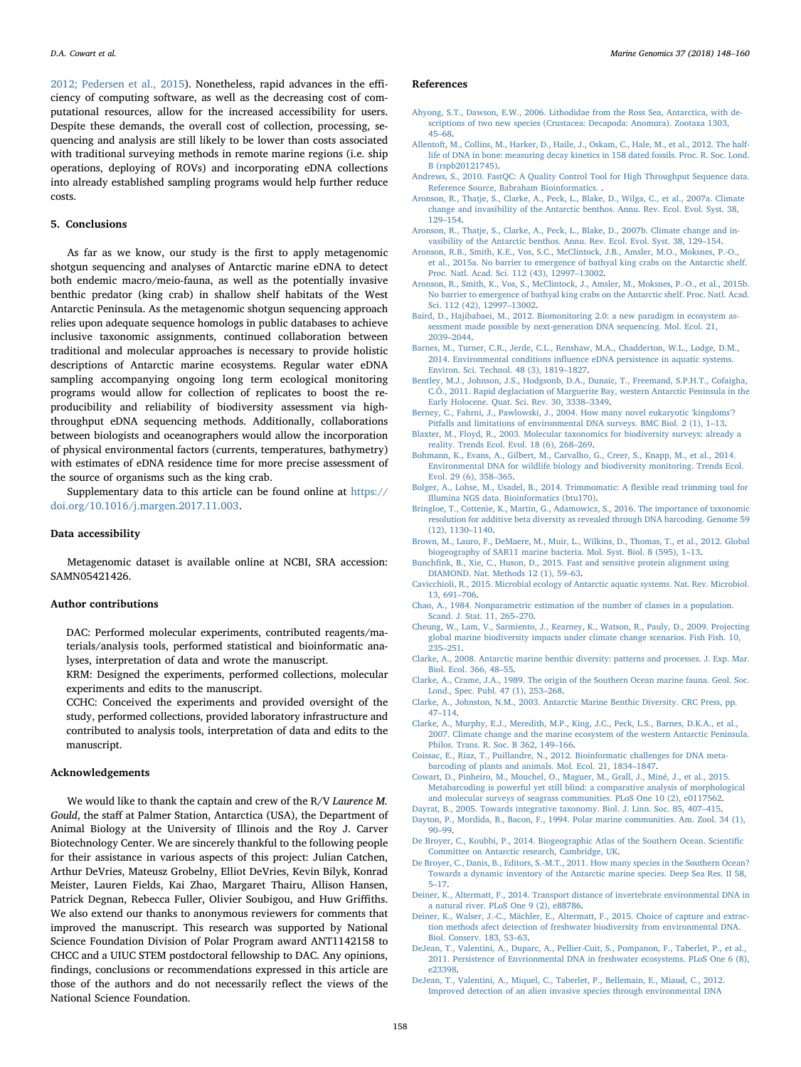2012; Pedersen et al., 2015). Nonetheless, rapid advances in the efficiency of computing software, as well as the decreasing cost of computational resources, allow for the increased accessibility for users. Despite these demands, the overall cost of collection, processing, sequencing and analysis are still likely to be lower than costs associated with traditional surveying methods in remote marine regions (i.e. ship operations, deploying of ROVs) and incorporating eDNA collections into already established sampling programs would help further reduce costs.

## 5. Conclusions

As far as we know, our study is the first to apply metagenomic shotgun sequencing and analyses of Antarctic marine eDNA to detect both endemic macro/meio-fauna, as well as the potentially invasive benthic predator (king crab) in shallow shelf habitats of the West Antarctic Peninsula. As the metagenomic shotgun sequencing approach relies upon adequate sequence homologs in public databases to achieve inclusive taxonomic assignments, continued collaboration between traditional and molecular approaches is necessary to provide holistic descriptions of Antarctic marine ecosystems. Regular water eDNA sampling accompanying ongoing long term ecological monitoring programs would allow for collection of replicates to boost the reproducibility and reliability of biodiversity assessment via high-throughput eDNA sequencing methods. Additionally, collaborations between biologists and oceanographers would allow the incorporation of physical environmental factors (currents, temperatures, bathymetry) with estimates of eDNA residence time for more precise assessment of the source of organisms such as the king crab.

Supplementary data to this article can be found online at https://doi.org/10.1016/j.margen.2017.11.003.

## Data accessibility

Metagenomic dataset is available online at NCBI, SRA accession: SAMN05421426.

## Author contributions

DAC: Performed molecular experiments, contributed reagents/materials/analysis tools, performed statistical and bioinformatic analyses, interpretation of data and wrote the manuscript.

KRM: Designed the experiments, performed collections, molecular experiments and edits to the manuscript.

CCHC: Conceived the experiments and provided oversight of the study, performed collections, provided laboratory infrastructure and contributed to analysis tools, interpretation of data and edits to the manuscript.

## Acknowledgements

We would like to thank the captain and crew of the R/V *Laurence M. Gould*, the staff at Palmer Station, Antarctica (USA), the Department of Animal Biology at the University of Illinois and the Roy J. Carver Biotechnology Center. We are sincerely thankful to the following people for their assistance in various aspects of this project: Julian Catchen, Arthur DeVries, Mateusz Grobelny, Elliot DeVries, Kevin Bilyk, Konrad Meister, Lauren Fields, Kai Zhao, Margaret Thairu, Allison Hansen, Patrick Degnan, Rebecca Fuller, Olivier Soubigou, and Huw Griffiths. We also extend our thanks to anonymous reviewers for comments that improved the manuscript. This research was supported by National Science Foundation Division of Polar Program award ANT1142158 to CHCC and a UIUC STEM postdoctoral fellowship to DAC. Any opinions, findings, conclusions or recommendations expressed in this article are those of the authors and do not necessarily reflect the views of the National Science Foundation.

## References

Ahyong, S.T., Dawson, E.W., 2006. Lithodidae from the Ross Sea, Antarctica, with descriptions of two new species (Crustacea: Decapoda: Anomura). Zootaxa 1303, 45–68.

Allentoft, M., Collins, M., Harker, D., Haile, J., Oskam, C., Hale, M., et al., 2012. The half-life of DNA in bone: measuring decay kinetics in 158 dated fossils. Proc. R. Soc. Lond. B (rspb20121745).

Andrews, S., 2010. FastQC: A Quality Control Tool for High Throughput Sequence Data. Reference Source, Babraham Bioinformatics. .

Aronson, R., Thatje, S., Clarke, A., Peck, L., Blake, D., Wilga, C., et al., 2007a. Climate change and invasibility of the Antarctic benthos. Annu. Rev. Ecol. Evol. Syst. 38, 129–154.

Aronson, R., Thatje, S., Clarke, A., Peck, L., Blake, D., 2007b. Climate change and invasibility of the Antarctic benthos. Annu. Rev. Ecol. Evol. Syst. 38, 129–154.

Aronson, R.B., Smith, K.E., Vos, S.C., McClintock, J.B., Amsler, M.O., Moksnes, P.-O., et al., 2015a. No barrier to emergence of bathyal king crabs on the Antarctic shelf. Proc. Natl. Acad. Sci. 112 (43), 12997–13002.

Aronson, R., Smith, K., Vos, S., McClintock, J., Amsler, M., Moksnes, P.-O., et al., 2015b. No barrier to emergence of bathyal king crabs on the Antarctic shelf. Proc. Natl. Acad. Sci. 112 (42), 12997–13002.

Baird, D., Hajibabaei, M., 2012. Biomonitoring 2.0: a new paradigm in ecosystem assessment made possible by next-generation DNA sequencing. Mol. Ecol. 21, 2039–2044.

Barnes, M., Turner, C.R., Jerde, C.L., Renshaw, M.A., Chadderton, W.L., Lodge, D.M., 2014. Environmental conditions influence eDNA persistence in aquatic systems. Environ. Sci. Technol. 48 (3), 1819–1827.

Bentley, M.J., Johnson, J.S., Hodgsonb, D.A., Dunaic, T., Freemand, S.P.H.T., Cofaigha, C.Ó., 2011. Rapid deglaciation of Marguerite Bay, western Antarctic Peninsula in the Early Holocene. Quat. Sci. Rev. 30, 3338–3349.

Berney, C., Fahrni, J., Pawlowski, J., 2004. How many novel eukaryotic 'kingdoms'? Pitfalls and limitations of environmental DNA surveys. BMC Biol. 2 (1), 1–13.

Blaxter, M., Floyd, R., 2003. Molecular taxonomics for biodiversity surveys: already a reality. Trends Ecol. Evol. 18 (6), 268–269.

Bohmann, K., Evans, A., Gilbert, M., Carvalho, G., Creer, S., Knapp, M., et al., 2014. Environmental DNA for wildlife biology and biodiversity monitoring. Trends Ecol. Evol. 29 (6), 358–365.

Bolger, A., Lohse, M., Usadel, B., 2014. Trimmomatic: A flexible read trimming tool for Illumina NGS data. Bioinformatics (btu170).

Bringloe, T., Cottenie, K., Martin, G., Adamowicz, S., 2016. The importance of taxonomic resolution for additive beta diversity as revealed through DNA barcoding. Genome 59 (12), 1130–1140.

Brown, M., Lauro, F., DeMaere, M., Muir, L., Wilkins, D., Thomas, T., et al., 2012. Global biogeography of SAR11 marine bacteria. Mol. Syst. Biol. 8 (595), 1–13.

Bunchfink, B., Xie, C., Huson, D., 2015. Fast and sensitive protein alignment using DIAMOND. Nat. Methods 12 (1), 59–63.

Cavicchioli, R., 2015. Microbial ecology of Antarctic aquatic systems. Nat. Rev. Microbiol. 13, 691–706.

Chao, A., 1984. Nonparametric estimation of the number of classes in a population. Scand. J. Stat. 11, 265–270.

Cheung, W., Lam, V., Sarmiento, J., Kearney, K., Watson, R., Pauly, D., 2009. Projecting global marine biodiversity impacts under climate change scenarios. Fish Fish. 10, 235–251.

Clarke, A., 2008. Antarctic marine benthic diversity: patterns and processes. J. Exp. Mar. Biol. Ecol. 366, 48–55.

Clarke, A., Crame, J.A., 1989. The origin of the Southern Ocean marine fauna. Geol. Soc. Lond., Spec. Publ. 47 (1), 253–268.

Clarke, A., Johnston, N.M., 2003. Antarctic Marine Benthic Diversity. CRC Press, pp. 47–114.

Clarke, A., Murphy, E.J., Meredith, M.P., King, J.C., Peck, L.S., Barnes, D.K.A., et al., 2007. Climate change and the marine ecosystem of the western Antarctic Peninsula. Philos. Trans. R. Soc. B 362, 149–166.

Coissac, E., Riaz, T., Puillandre, N., 2012. Bioinformatic challenges for DNA metabarcoding of plants and animals. Mol. Ecol. 21, 1834–1847.

Cowart, D., Pinheiro, M., Mouchel, O., Maguer, M., Grall, J., Miné, J., et al., 2015. Metabarcoding is powerful yet still blind: a comparative analysis of morphological and molecular surveys of seagrass communities. PLoS One 10 (2), e0117562.

Dayrat, B., 2005. Towards integrative taxonomy. Biol. J. Linn. Soc. 85, 407–415.

Dayton, P., Mordida, B., Bacon, F., 1994. Polar marine communities. Am. Zool. 34 (1), 90–99.

De Broyer, C., Koubbi, P., 2014. Biogeographic Atlas of the Southern Ocean. Scientific Committee on Antarctic research, Cambridge, UK.

De Broyer, C., Danis, B., Editors, S.-M.T., 2011. How many species in the Southern Ocean? Towards a dynamic inventory of the Antarctic marine species. Deep Sea Res. II 58, 5–17.

Deiner, K., Altermatt, F., 2014. Transport distance of invertebrate environmental DNA in a natural river. PLoS One 9 (2), e88786.

Deiner, K., Walser, J.-C., Mächler, E., Altermatt, F., 2015. Choice of capture and extraction methods afect detection of freshwater biodiversity from environmental DNA. Biol. Conserv. 183, 53–63.

DeJean, T., Valentini, A., Duparc, A., Pellier-Cuit, S., Pompanon, F., Taberlet, P., et al., 2011. Persistence of Envrionmental DNA in freshwater ecosystems. PLoS One 6 (8), e23398.

DeJean, T., Valentini, A., Miquel, C., Taberlet, P., Bellemain, E., Miaud, C., 2012. Improved detection of an alien invasive species through environmental DNA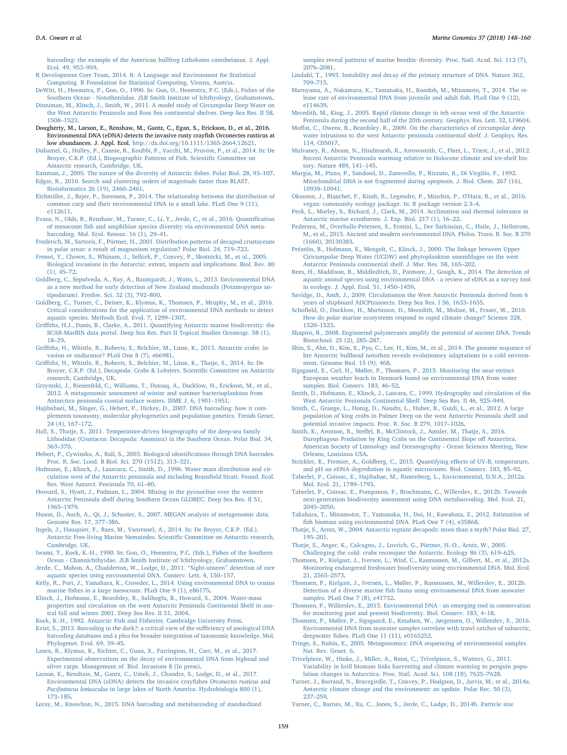barcoding: the example of the American bullfrog Lithobates catesbeianus. J. Appl. Ecol. 49, 953–959.

R Development Core Team, 2014. R: A Language and Environment for Statistical Computing. R Foundation for Statistical Computing, Vienna, Austria.

DeWitt, H., Heemstra, P., Gon, O., 1990. In: Gon, O., Heemstra, P.C. (Eds.), Fishes of the Southern Ocean - Nototheniidae. JLB Smith Institute of Ichthyology, Grahamstown.

Dinniman, M., Klinch, J., Smith, W., 2011. A model study of Circumpolar Deep Water on the West Antarctic Peninsula and Ross Sea continental shelves. Deep Sea Res. II 58, 1508–1523.

Dougherty, M., Larson, E., Renshaw, M., Gantz, C., Egan, S., Erickson, D., et al., 2016. Environmental DNA (eDNA) detects the invasive rusty crayfish Orconectes rusticus at low abundances. J. Appl. Ecol. http://dx.doi.org/10.1111/1365-2664.12621.

Duhamel, G., Hulley, P., Causse, R., Koubbi, P., Vacchi, M., Pruvost, P., et al., 2014. In: De Broyer, C.K.P. (Ed.), Biogeographic Patterns of Fish. Scientific Committee on Antarctic research, Cambridge, UK.

Eastman, J., 2005. The nature of the diversity of Antarctic fishes. Polar Biol. 28, 93–107.

Edgar, R., 2010. Search and clustering orders of magnitude faster than BLAST. Bioinformatics 26 (19), 2460–2461.

Eichmiller, J., Bajer, P., Sorensen, P., 2014. The relationship between the distribution of common carp and their environmental DNA in a small lake. PLoS One 9 (11), e112611.

Evans, N., Olds, B., Renshaw, M., Turner, C., Li, Y., Jerde, C., et al., 2016. Quantification of mesocosm fish and amphibian species diversity via environmental DNA metabarcoding. Mol. Ecol. Resour. 16 (1), 29–41.

Frederich, M., Sartoris, F., Pörtner, H., 2001. Distribution patterns of decapod crustaceans in polar areas: a result of magnesium regulation? Polar Biol. 24, 719–723.

Frenot, Y., Chown, S., Whinam, J., Selkirk, P., Convey, P., Skotnicki, M., et al., 2005. Biological invasions in the Antarctic: extent, impacts and implications. Biol. Rev. 80 (1), 45–72.

Goldberg, C., Sepulveda, A., Ray, A., Baumgardt, J., Waits, L., 2013. Environmental DNA as a new method for early detection of New Zealand mudsnails (Potamopyrgus antipodarum). Freshw. Sci. 32 (3), 792–800.

Goldberg, C., Turner, C., Deiner, K., Klymus, K., Thomsen, P., Mruphy, M., et al., 2016. Critical considerations for the application of environmental DNA methods to detect aquatic species. Methods Ecol. Evol. 7, 1299–1307.

Griffiths, H.J., Danis, B., Clarke, A., 2011. Quantifying Antarctic marine biodiversity: the SCAR-MarBIN data portal. Deep Sea Res. Part II Topical Studies Oceanogr. 58 (1), 18–29.

Griffiths, H., Whittle, R., Roberts, S., Belchier, M., Linse, K., 2013. Antarctic crabs: invasion or endurance? PLoS One 8 (7), e66981.

Griffiths, H., Whittle, R., Roberts, S., Belchier, M., Linse, K., Thatje, S., 2014. In: De Broyer, C.K.P. (Ed.), Decapoda: Crabs & Lobsters. Scientific Committee on Antarctic research, Cambridge, UK.

Grzymski, J., Riesenfeld, C., Williams, T., Dussaq, A., Ducklow, H., Erickson, M., et al., 2012. A metagenomic assessment of winter and summer bacterioplankton from Antarctica peninsula coastal surface waters. ISME J. 6, 1901–1951.

Hajibabaei, M., Singer, G., Hebert, P., Hickey, D., 2007. DNA barcoding: how it complements taxonomy, molecular phylogenetics and population genetics. Trends Genet. 24 (4), 167–172.

Hall, S., Thatje, S., 2011. Temperature-driven biogeography of the deep-sea family Lithodidae (Crustacea: Decapoda: Anomura) in the Southern Ocean. Polar Biol. 34, 363–370.

Hebert, P., Cywinska, A., Ball, S., 2003. Biological identifications through DNA barcodes. Proc. R. Soc. Lond. B Biol. Sci. 270 (1512), 313–321.

Hofmann, E., Klinck, J., Laascara, C., Smith, D., 1996. Water mass distribution and circulation west of the Antarctic peninsula and including Bransfield Strait. Found. Ecol. Res. West Antarct. Peninsula 70, 61–80.

Howard, S., Hyatt, J., Padman, L., 2004. Mixing in the pycnocline over the western Antarctic Peninsula shelf during Southern Ocean GLOBEC. Deep Sea Res. II 51, 1965–1979.

Huson, D., Auch, A., Qi, J., Schuster, S., 2007. MEGAN analysis of metagenomic data. Genome Res. 17, 377–386.

Ingels, J., Hauquier, F., Raes, M., Vanreusel, A., 2014. In: De Broyer, C.K.P. (Ed.), Antarctic Free-living Marine Nematodes. Scientific Committee on Antarctic research, Cambridge, UK.

Iwami, T., Kock, K.-H., 1990. In: Gon, O., Heemstra, P.C. (Eds.), Fishes of the Southern Ocean - Channichthyidae. JLB Smith Institute of Ichthyology, Grahamstown.

Jerde, C., Mahon, A., Chadderton, W., Lodge, D., 2011. "Sight-unseen" detection of rare aquatic species using environmental DNA. Conserv. Lett. 4, 150–157.

Kelly, R., Port, J., Yamahara, K., Crowder, L., 2014. Using environmental DNA to census marine fishes in a large mesocosm. PLoS One 9 (1), e86175.

Klinck, J., Hofmann, E., Beardsley, R., Salihoglu, B., Howard, S., 2004. Water-mass properties and circulation on the west Antarctic Peninsula Continental Shelf in austral fall and winter 2001. Deep Sea Res. II 51, 2004.

Kock, K.-H., 1992. Antarctic Fish and Fisheries. Cambridge University Press.

Kvist, S., 2013. Barcoding in the dark?: a critical view of the sufficiency of zoological DNA barcoding databases and a plea for broader integration of taxonomic knowledge. Mol. Phylogenet. Evol. 69, 39–45.

Lance, R., Klymus, K., Richter, C., Guan, X., Farrington, H., Carr, M., et al., 2017. Experimental observations on the decay of environmental DNA from bighead and silver carps. Management of. Biol. Invasions 8 (In press).

Larson, E., Renshaw, M., Gantz, C., Umek, J., Chandra, S., Lodge, D., et al., 2017. Environmental DNA (eDNA) detects the invasive crayfishes *Orconectes rusticus* and *Pacifastacus leniusculus* in large lakes of North America. Hydrobiologia 800 (1), 173–185.

Leray, M., Knowlton, N., 2015. DNA barcoding and metabarcoding of standardized samples reveal patterns of marine benthic diversity. Proc. Natl. Acad. Sci. 112 (7), 2076–2081.

Lindahl, T., 1993. Instability and decay of the primary structure of DNA. Nature 362, 709–715.

Maruyama, A., Nakamura, K., Tamanaka, H., Kondoh, M., Minamoto, T., 2014. The release rate of environmental DNA from juvenile and adult fish. PLoS One 9 (12), e114639.

Meredith, M., King, J., 2005. Rapid climate change in teh ocean west of the Antarctic Peninsula during the second half of the 20th century. Geophys. Res. Lett. 32, L19604.

Moffat, C., Owens, B., Beardsley, R., 2009. On the characteristics of circumpolar deep water intrusions to the west Antarctic peninsula continental shelf. J. Geophys. Res. 114, C05017.

Mulvaney, R., Abram, N., Hindmarsh, R., Arrowsmith, C., Fleet, L., Triest, J., et al., 2012. Recent Antarctic Peninsula warming relative to Holocene climate and ice-shelf history. Nature 489, 141–145.

Murgia, M., Pizzo, P., Sandoná, D., Zanovello, P., Rizzuto, R., Di Virgilio, F., 1992. Mitochondrial DNA is not fragmented during apoptosis. J. Biol. Chem. 267 (16), 10939–10941.

Oksanen, J., Blanchet, F., Kindt, R., Legendre, P., Minchin, P., O'Hara, R., et al., 2016. vegan: community ecology package. In: R package version 2.3–4.

Peck, L., Morley, S., Richard, J., Clark, M., 2014. Acclimation and thermal tolerance in Antarctic marine ectotherms. J. Exp. Biol. 217 (1), 16–22.

Pedersen, M., Overballe-Petersen, S., Ermini, L., Der Sarkissian, C., Haile, J., Hellstrom, M., et al., 2015. Ancient and modern environmental DNA. Philos. Trans. R. Soc. B 370 (1660), 20130383.

Prézelin, B., Hofmann, E., Mengelt, C., Klinck, J., 2000. The linkage between Upper Circicumpolar Deep Water (UCDW) and phytoplankton assemblages on the west Antarctic Peninsula continental shelf. J. Mar. Res. 58, 165–202.

Rees, H., Maddison, B., Middleditch, D., Patmore, J., Gough, K., 2014. The detection of aquatic animal species using environmental DNA - a review of eDNA as a survey tool in ecology. J. Appl. Ecol. 51, 1450–1459.

Savidge, D., Amft, J., 2009. Circulationon the West Antarctic Peninsula derived from 6 years of shipboard ADCPtransects. Deep Sea Res. I 56, 1633–1655.

Schofield, O., Ducklow, H., Martinson, D., Meredith, M., Moline, M., Fraser, W., 2010. How do polar marine ecosystems respond to rapid climate change? Science 328, 1520–1523.

Shapiro, B., 2008. Engineered polymerases amplify the potential of ancient DNA. Trends Biotechnol. 25 (2), 285–287.

Shin, S., Ahn, D., Kim, S., Pyo, C., Lee, H., Kim, M., et al., 2014. The genome sequence of hte Antarctic bullhead notothen reveals evolutionary adaptations to a cold environment. Genome Biol. 15 (9), 468.

Sigsgaard, E., Carl, H., Møller, P., Thomsen, P., 2015. Monitoring the near-extinct European weather loach in Denmark based on environmental DNA from water samples. Biol. Conserv. 183, 46–52.

Smith, D., Hofmann, E., Klinck, J., Lascara, C., 1999. Hydrography and circulation of the West Antarctic Peninsula Continental Shelf. Deep Sea Res. II 46, 925–949.

Smith, C., Grange, L., Honig, D., Naudts, L., Huber, B., Guidi, L., et al., 2012. A large population of king crabs in Palmer Deep on the west Antarctic Peninsula shelf and potential invasive impacts. Proc. R. Soc. B 279, 1017–1026.

Smith, K., Aronson, R., Steffel, B., McClintock, J., Amsler, M., Thatje, S., 2016. Durophagous Predation by King Crabs on the Continental Slope off Antarctica. American Society of Limnology and Oceanography - Ocean Sciences Meeting, New Orleans, Louisiana USA.

Strickler, K., Fremier, A., Goldberg, C., 2015. Quantifying effects of UV-B, temperature, and pH on eDNA degredation in aquatic microcosms. Biol. Conserv. 183, 85–92.

Taberlet, P., Coissac, E., Hajibabae, M., Riesenberg, L., Environmental, D.N.A., 2012a. Mol. Ecol. 21, 1789–1793.

Taberlet, P., Coissac, E., Pompanon, F., Brochmann, C., Willerslev, E., 2012b. Towards next-generation biodiversity assessment using DNA metabarcoding. Mol. Ecol. 21, 2045–2050.

Takahara, T., Minamotot, T., Yamanaka, H., Doi, H., Kawabata, Z., 2012. Estimation of fish biomass using environmental DNA. PLoS One 7 (4), e35868.

Thatje, S., Arntz, W., 2004. Antarctic reptant decapods: more than a myth? Polar Biol. 27, 195–201.

Thatje, S., Anger, K., Calcagno, J., Lovrich, G., Pörtner, H.-O., Arntz, W., 2005. Challenging the cold: crabs reconquer the Antarctic. Ecology 86 (3), 619–625.

Thomsen, P., Kielgast, J., Iversen, L., Wiuf, C., Rasmussen, M., Gilbert, M., et al., 2012a. Monitoring endangered freshwater biodiversity using envrionmental DNA. Mol. Ecol. 21, 2565–2573.

Thomsen, P., Kielgast, J., Iversen, L., Møller, P., Rasmussen, M., Willerslev, E., 2012b. Detection of a diverse marine fish fauna using environmental DNA from seawater samples. PLoS One 7 (8), e41732.

Thomsen, P., Willerslev, E., 2015. Environmental DNA - an emerging tool in conservation for monitoring past and present biodiversity. Biol. Conserv. 183, 4–18.

Thomsen, P., Møller, P., Sigsgaard, E., Knudsen, W., Jørgensen, O., Willerslev, E., 2016. Environmental DNA from seawater samples correlate with trawl catches of subarctic, deepwater fishes. PLoS One 11 (11), e0165252.

Tringe, S., Rubin, E., 2005. Metagenomics: DNA sequencing of environmental samples. Nat. Rev. Genet. 6.

Trivelpiece, W., Hinke, J., Miller, A., Reiss, C., Trivelpiece, S., Watters, G., 2011. Variability in krill biomass links harvesting and climate warming to penguin population changes in Antarctica. Proc. Natl. Acad. Sci. 108 (18), 7625–7628.

Turner, J., Barrand, N., Bracegirdle, T., Convey, P., Hodgson, D., Jarvis, M., et al., 2014a. Antarctic climate change and the environment: an update. Polar Rec. 50 (3), 237–259.

Turner, C., Barnes, M., Xu, C., Jones, S., Jerde, C., Lodge, D., 2014b. Particle size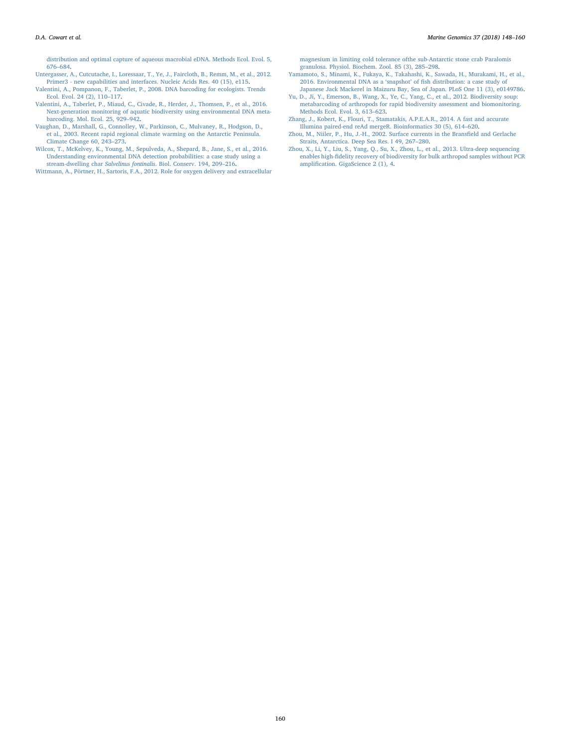distribution and optimal capture of aqueous macrobial eDNA. Methods Ecol. Evol. 5, 676–684.

Untergasser, A., Cutcutache, I., Koressaar, T., Ye, J., Faircloth, B., Remm, M., et al., 2012. Primer3 - new capabilities and interfaces. Nucleic Acids Res. 40 (15), e115.

Valentini, A., Pompanon, F., Taberlet, P., 2008. DNA barcoding for ecologists. Trends Ecol. Evol. 24 (2), 110–117.

Valentini, A., Taberlet, P., Miaud, C., Civade, R., Herder, J., Thomsen, P., et al., 2016. Next-generation monitoring of aquatic biodiversity using environmental DNA metabarcoding. Mol. Ecol. 25, 929–942.

Vaughan, D., Marshall, G., Connolley, W., Parkinson, C., Mulvaney, R., Hodgson, D., et al., 2003. Recent rapid regional climate warming on the Antarctic Peninsula. Climate Change 60, 243–273.

Wilcox, T., McKelvey, K., Young, M., Sepulveda, A., Shepard, B., Jane, S., et al., 2016. Understanding environmental DNA detection probabilities: a case study using a stream-dwelling char *Salvelinus fontinalis*. Biol. Conserv. 194, 209–216.

Wittmann, A., Pörtner, H., Sartoris, F.A., 2012. Role for oxygen delivery and extracellular magnesium in limiting cold tolerance ofthe sub-Antarctic stone crab Paralomis granulosa. Physiol. Biochem. Zool. 85 (3), 285–298.

Yamamoto, S., Minami, K., Fukaya, K., Takahashi, K., Sawada, H., Murakami, H., et al., 2016. Environmental DNA as a 'snapshot' of fish distribution: a case study of Japanese Jack Mackerel in Maizuru Bay, Sea of Japan. PLoS One 11 (3), e0149786.

Yu, D., Ji, Y., Emerson, B., Wang, X., Ye, C., Yang, C., et al., 2012. Biodiversity soup: metabarcoding of arthropods for rapid biodiversity assessment and biomonitoring. Methods Ecol. Evol. 3, 613–623.

Zhang, J., Kobert, K., Flouri, T., Stamatakis, A.P.E.A.R., 2014. A fast and accurate Illumina paired-end reAd mergeR. Bioinformatics 30 (5), 614–620.

Zhou, M., Niiler, P., Hu, J.-H., 2002. Surface currents in the Bransfield and Gerlache Straits, Antarctica. Deep Sea Res. I 49, 267–280.

Zhou, X., Li, Y., Liu, S., Yang, Q., Su, X., Zhou, L., et al., 2013. Ultra-deep sequencing enables high-fidelity recovery of biodiversity for bulk arthropod samples without PCR amplification. GigaScience 2 (1), 4.